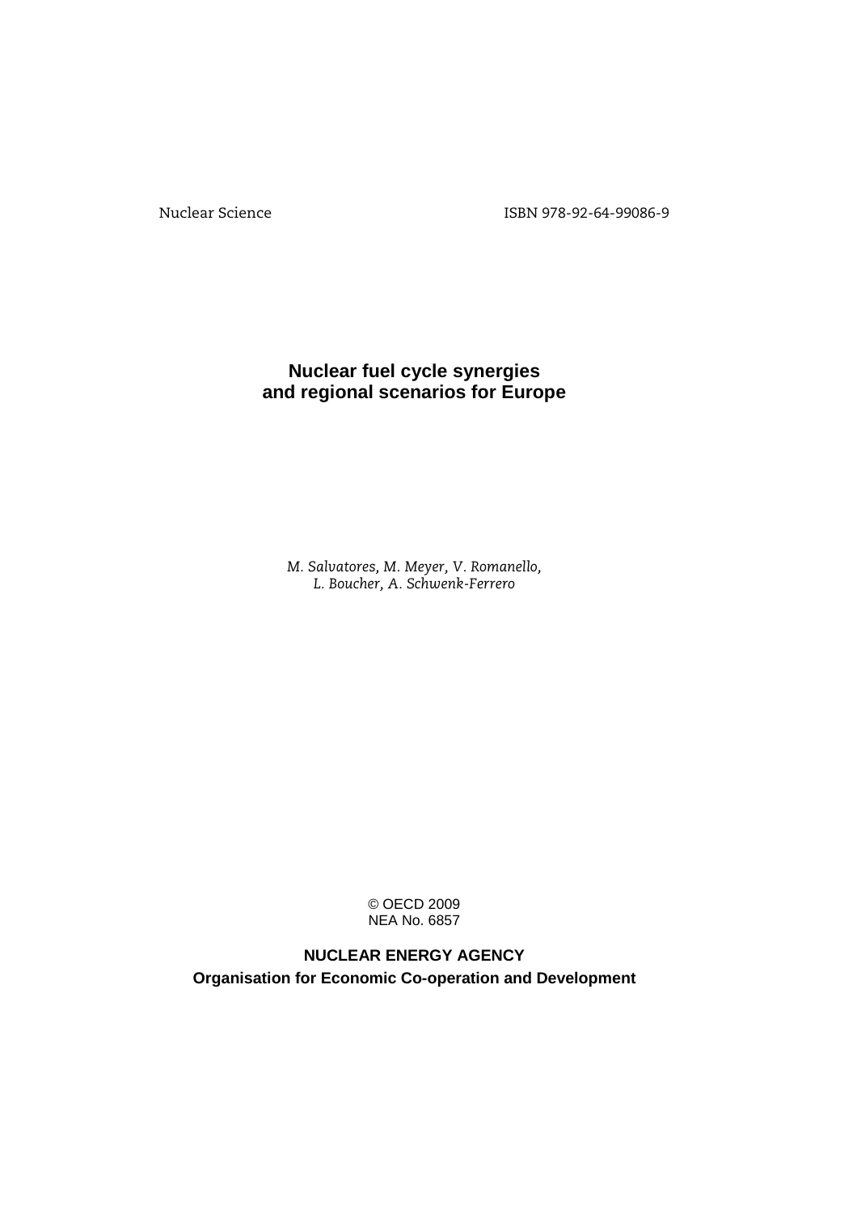Nuclear Science ISBN 978-92-64-99086-9

# Nuclear fuel cycle synergies and regional scenarios for Europe

*M. Salvatores, M. Meyer, V. Romanello,*
*L. Boucher, A. Schwenk-Ferrero*

© OECD 2009
NEA No. 6857

**NUCLEAR ENERGY AGENCY**

**Organisation for Economic Co-operation and Development**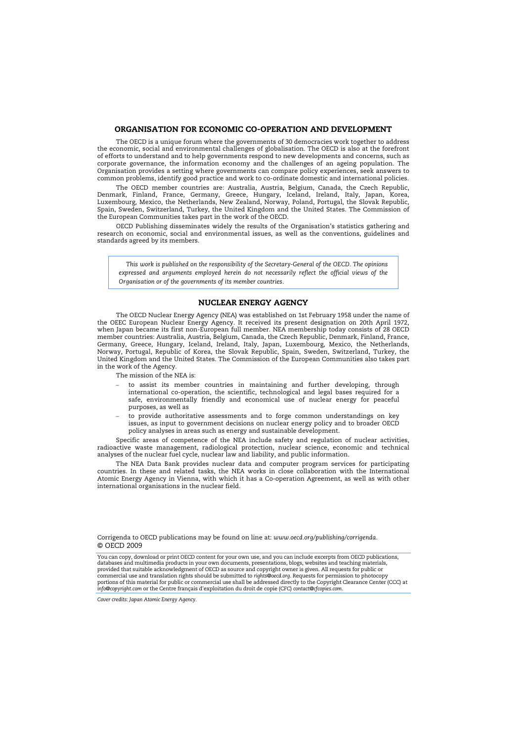## ORGANISATION FOR ECONOMIC CO-OPERATION AND DEVELOPMENT

The OECD is a unique forum where the governments of 30 democracies work together to address the economic, social and environmental challenges of globalisation. The OECD is also at the forefront of efforts to understand and to help governments respond to new developments and concerns, such as corporate governance, the information economy and the challenges of an ageing population. The Organisation provides a setting where governments can compare policy experiences, seek answers to common problems, identify good practice and work to co-ordinate domestic and international policies.

The OECD member countries are: Australia, Austria, Belgium, Canada, the Czech Republic, Denmark, Finland, France, Germany, Greece, Hungary, Iceland, Ireland, Italy, Japan, Korea, Luxembourg, Mexico, the Netherlands, New Zealand, Norway, Poland, Portugal, the Slovak Republic, Spain, Sweden, Switzerland, Turkey, the United Kingdom and the United States. The Commission of the European Communities takes part in the work of the OECD.

OECD Publishing disseminates widely the results of the Organisation's statistics gathering and research on economic, social and environmental issues, as well as the conventions, guidelines and standards agreed by its members.

*This work is published on the responsibility of the Secretary-General of the OECD. The opinions expressed and arguments employed herein do not necessarily reflect the official views of the Organisation or of the governments of its member countries.*

## NUCLEAR ENERGY AGENCY

The OECD Nuclear Energy Agency (NEA) was established on 1st February 1958 under the name of the OEEC European Nuclear Energy Agency. It received its present designation on 20th April 1972, when Japan became its first non-European full member. NEA membership today consists of 28 OECD member countries: Australia, Austria, Belgium, Canada, the Czech Republic, Denmark, Finland, France, Germany, Greece, Hungary, Iceland, Ireland, Italy, Japan, Luxembourg, Mexico, the Netherlands, Norway, Portugal, Republic of Korea, the Slovak Republic, Spain, Sweden, Switzerland, Turkey, the United Kingdom and the United States. The Commission of the European Communities also takes part in the work of the Agency.

The mission of the NEA is:

- to assist its member countries in maintaining and further developing, through international co-operation, the scientific, technological and legal bases required for a safe, environmentally friendly and economical use of nuclear energy for peaceful purposes, as well as
- to provide authoritative assessments and to forge common understandings on key issues, as input to government decisions on nuclear energy policy and to broader OECD policy analyses in areas such as energy and sustainable development.

Specific areas of competence of the NEA include safety and regulation of nuclear activities, radioactive waste management, radiological protection, nuclear science, economic and technical analyses of the nuclear fuel cycle, nuclear law and liability, and public information.

The NEA Data Bank provides nuclear data and computer program services for participating countries. In these and related tasks, the NEA works in close collaboration with the International Atomic Energy Agency in Vienna, with which it has a Co-operation Agreement, as well as with other international organisations in the nuclear field.

Corrigenda to OECD publications may be found on line at: *www.oecd.org/publishing/corrigenda.*
© OECD 2009

You can copy, download or print OECD content for your own use, and you can include excerpts from OECD publications, databases and multimedia products in your own documents, presentations, blogs, websites and teaching materials, provided that suitable acknowledgment of OECD as source and copyright owner is given. All requests for public or commercial use and translation rights should be submitted to *rights@oecd.org*. Requests for permission to photocopy portions of this material for public or commercial use shall be addressed directly to the Copyright Clearance Center (CCC) at *info@copyright.com* or the Centre français d'exploitation du droit de copie (CFC) *contact@cfcopies.com*.

*Cover credits: Japan Atomic Energy Agency.*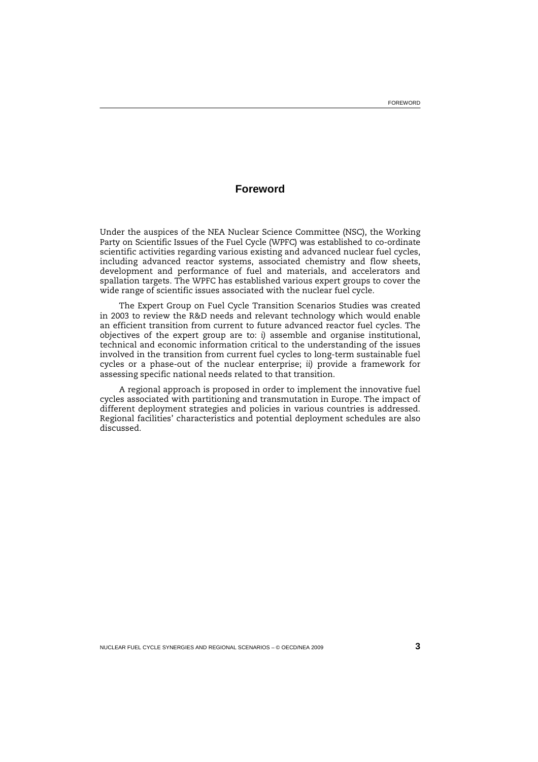# Foreword

Under the auspices of the NEA Nuclear Science Committee (NSC), the Working Party on Scientific Issues of the Fuel Cycle (WPFC) was established to co-ordinate scientific activities regarding various existing and advanced nuclear fuel cycles, including advanced reactor systems, associated chemistry and flow sheets, development and performance of fuel and materials, and accelerators and spallation targets. The WPFC has established various expert groups to cover the wide range of scientific issues associated with the nuclear fuel cycle.

The Expert Group on Fuel Cycle Transition Scenarios Studies was created in 2003 to review the R&D needs and relevant technology which would enable an efficient transition from current to future advanced reactor fuel cycles. The objectives of the expert group are to: *i)* assemble and organise institutional, technical and economic information critical to the understanding of the issues involved in the transition from current fuel cycles to long-term sustainable fuel cycles or a phase-out of the nuclear enterprise; *ii)* provide a framework for assessing specific national needs related to that transition.

A regional approach is proposed in order to implement the innovative fuel cycles associated with partitioning and transmutation in Europe. The impact of different deployment strategies and policies in various countries is addressed. Regional facilities' characteristics and potential deployment schedules are also discussed.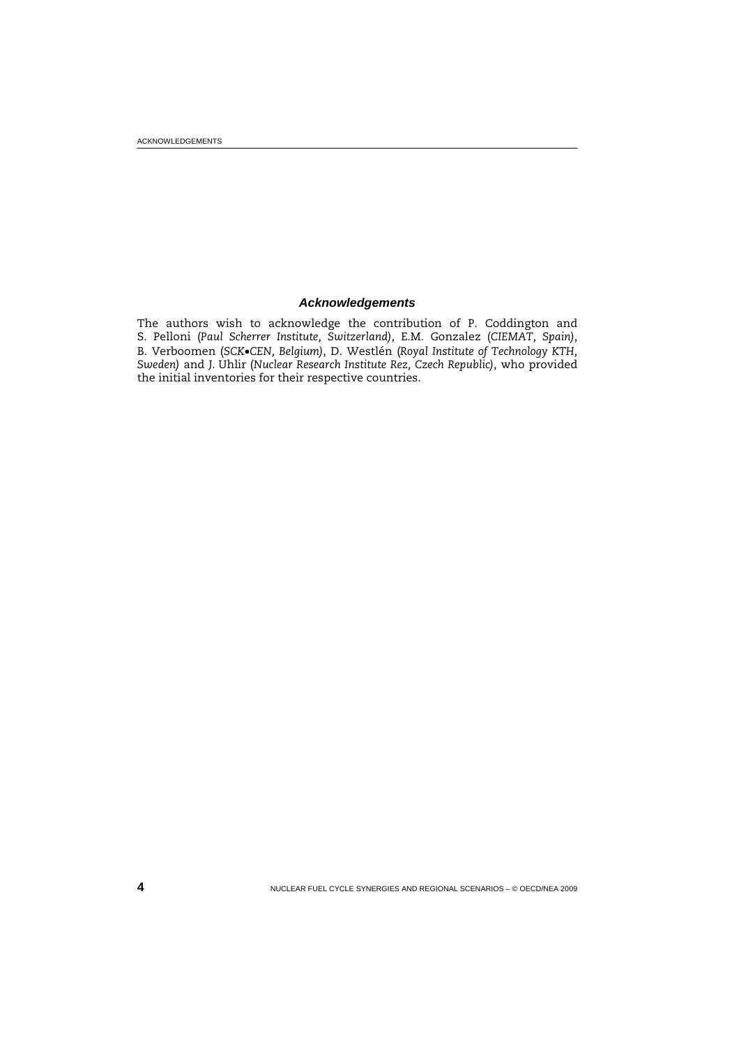## *Acknowledgements*

The authors wish to acknowledge the contribution of P. Coddington and S. Pelloni (*Paul Scherrer Institute, Switzerland*), E.M. Gonzalez (*CIEMAT, Spain*), B. Verboomen (*SCK•CEN, Belgium*), D. Westlén (*Royal Institute of Technology KTH, Sweden*) and J. Uhlir (*Nuclear Research Institute Rez, Czech Republic*), who provided the initial inventories for their respective countries.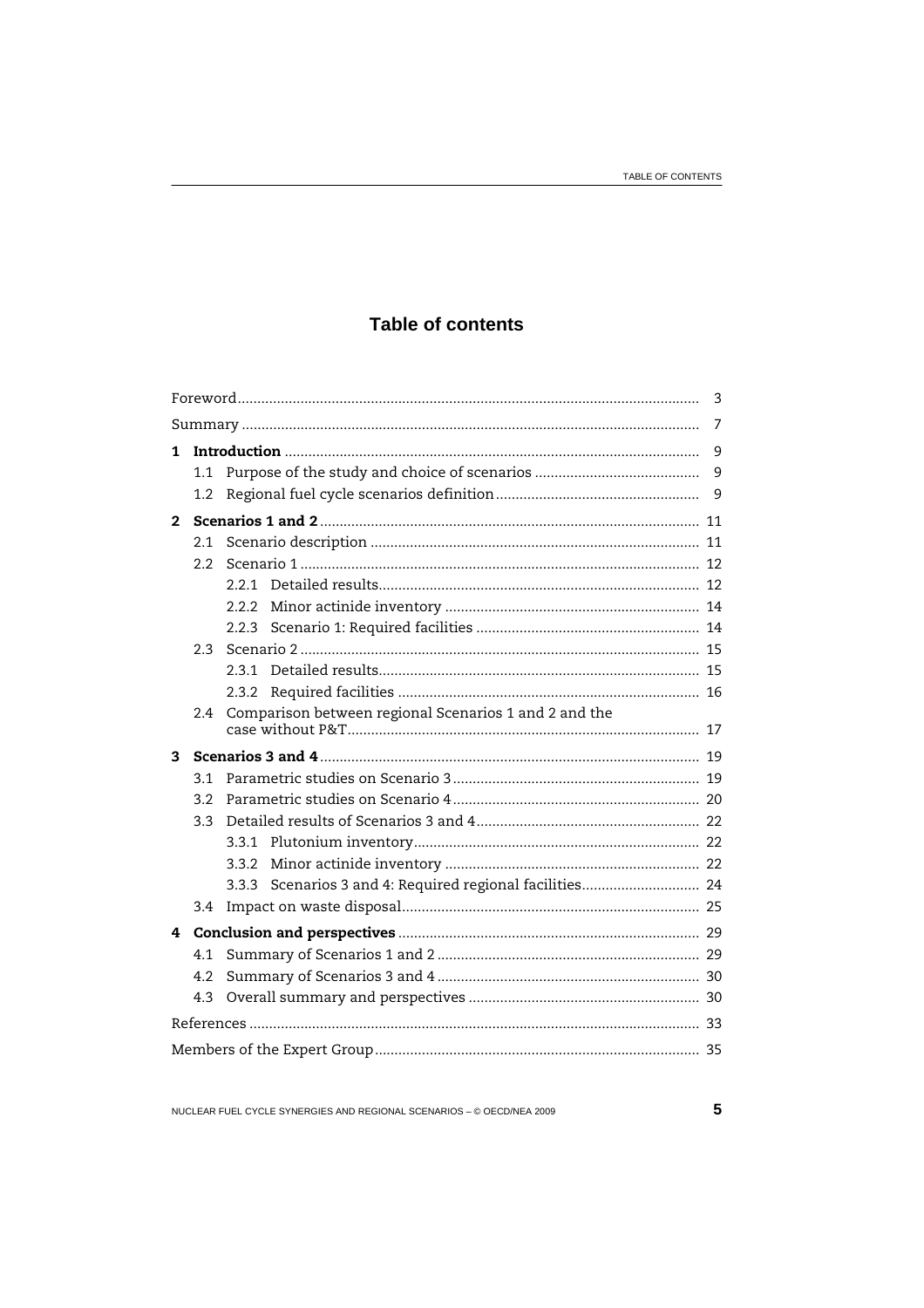# Table of contents

| | |
|---|---|
| Foreword | 3 |
| Summary | 7 |
| **1 Introduction** | 9 |
| 1.1 Purpose of the study and choice of scenarios | 9 |
| 1.2 Regional fuel cycle scenarios definition | 9 |
| **2 Scenarios 1 and 2** | 11 |
| 2.1 Scenario description | 11 |
| 2.2 Scenario 1 | 12 |
| 2.2.1 Detailed results | 12 |
| 2.2.2 Minor actinide inventory | 14 |
| 2.2.3 Scenario 1: Required facilities | 14 |
| 2.3 Scenario 2 | 15 |
| 2.3.1 Detailed results | 15 |
| 2.3.2 Required facilities | 16 |
| 2.4 Comparison between regional Scenarios 1 and 2 and the case without P&T | 17 |
| **3 Scenarios 3 and 4** | 19 |
| 3.1 Parametric studies on Scenario 3 | 19 |
| 3.2 Parametric studies on Scenario 4 | 20 |
| 3.3 Detailed results of Scenarios 3 and 4 | 22 |
| 3.3.1 Plutonium inventory | 22 |
| 3.3.2 Minor actinide inventory | 22 |
| 3.3.3 Scenarios 3 and 4: Required regional facilities | 24 |
| 3.4 Impact on waste disposal | 25 |
| **4 Conclusion and perspectives** | 29 |
| 4.1 Summary of Scenarios 1 and 2 | 29 |
| 4.2 Summary of Scenarios 3 and 4 | 30 |
| 4.3 Overall summary and perspectives | 30 |
| References | 33 |
| Members of the Expert Group | 35 |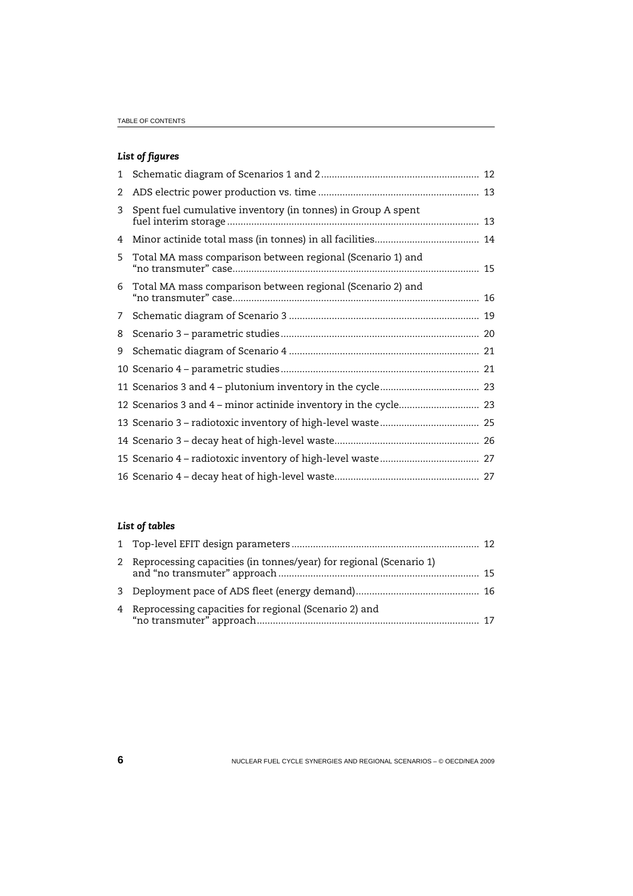### *List of figures*

1 Schematic diagram of Scenarios 1 and 2 .......... 12

2 ADS electric power production vs. time .......... 13

3 Spent fuel cumulative inventory (in tonnes) in Group A spent fuel interim storage .......... 13

4 Minor actinide total mass (in tonnes) in all facilities .......... 14

5 Total MA mass comparison between regional (Scenario 1) and "no transmuter" case .......... 15

6 Total MA mass comparison between regional (Scenario 2) and "no transmuter" case .......... 16

7 Schematic diagram of Scenario 3 .......... 19

8 Scenario 3 – parametric studies .......... 20

9 Schematic diagram of Scenario 4 .......... 21

10 Scenario 4 – parametric studies .......... 21

11 Scenarios 3 and 4 – plutonium inventory in the cycle .......... 23

12 Scenarios 3 and 4 – minor actinide inventory in the cycle .......... 23

13 Scenario 3 – radiotoxic inventory of high-level waste .......... 25

14 Scenario 3 – decay heat of high-level waste .......... 26

15 Scenario 4 – radiotoxic inventory of high-level waste .......... 27

16 Scenario 4 – decay heat of high-level waste .......... 27

### *List of tables*

1 Top-level EFIT design parameters .......... 12

2 Reprocessing capacities (in tonnes/year) for regional (Scenario 1) and "no transmuter" approach .......... 15

3 Deployment pace of ADS fleet (energy demand) .......... 16

4 Reprocessing capacities for regional (Scenario 2) and "no transmuter" approach .......... 17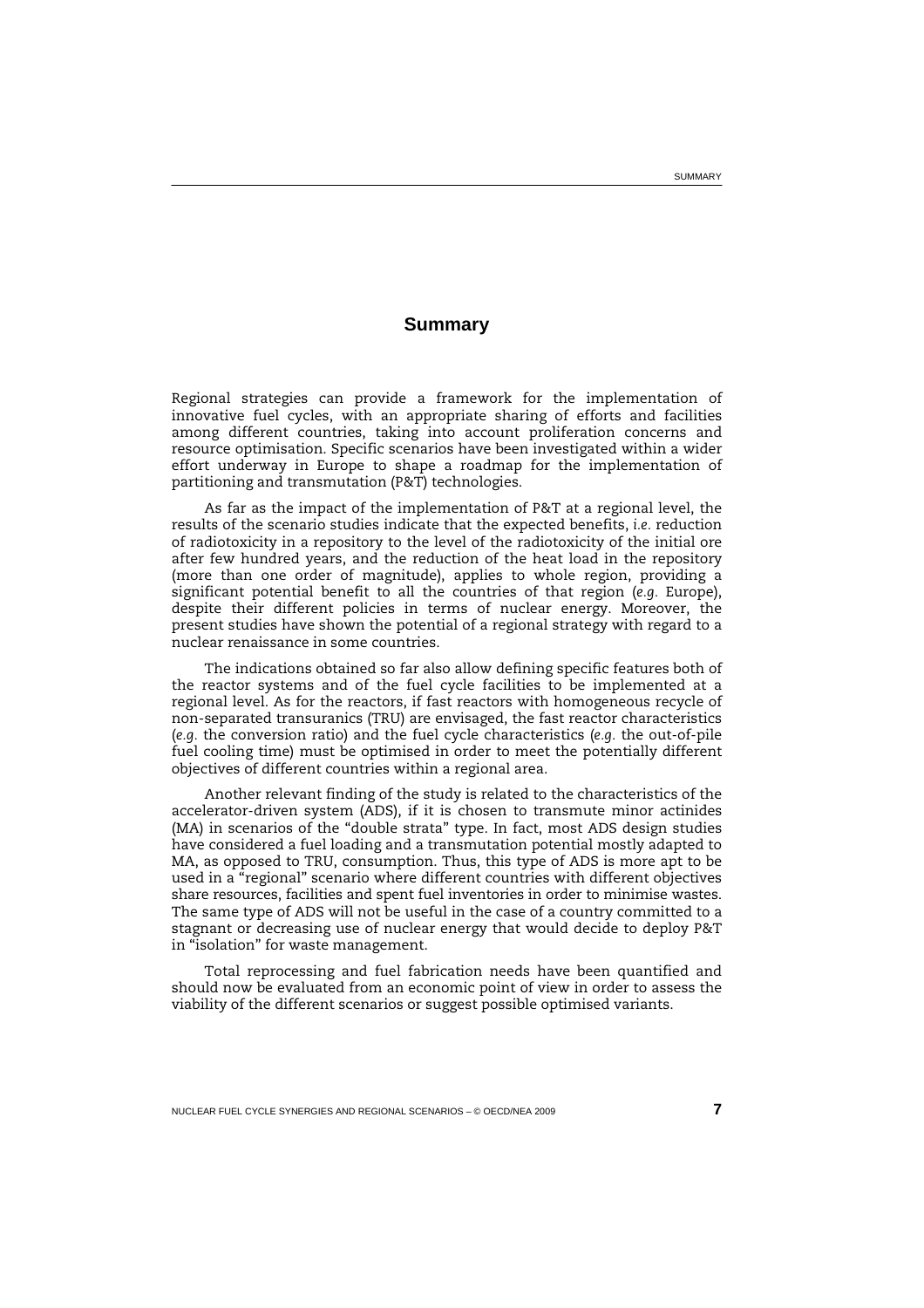# Summary

Regional strategies can provide a framework for the implementation of innovative fuel cycles, with an appropriate sharing of efforts and facilities among different countries, taking into account proliferation concerns and resource optimisation. Specific scenarios have been investigated within a wider effort underway in Europe to shape a roadmap for the implementation of partitioning and transmutation (P&T) technologies.

As far as the impact of the implementation of P&T at a regional level, the results of the scenario studies indicate that the expected benefits, *i.e.* reduction of radiotoxicity in a repository to the level of the radiotoxicity of the initial ore after few hundred years, and the reduction of the heat load in the repository (more than one order of magnitude), applies to whole region, providing a significant potential benefit to all the countries of that region (*e.g.* Europe), despite their different policies in terms of nuclear energy. Moreover, the present studies have shown the potential of a regional strategy with regard to a nuclear renaissance in some countries.

The indications obtained so far also allow defining specific features both of the reactor systems and of the fuel cycle facilities to be implemented at a regional level. As for the reactors, if fast reactors with homogeneous recycle of non-separated transuranics (TRU) are envisaged, the fast reactor characteristics (*e.g.* the conversion ratio) and the fuel cycle characteristics (*e.g.* the out-of-pile fuel cooling time) must be optimised in order to meet the potentially different objectives of different countries within a regional area.

Another relevant finding of the study is related to the characteristics of the accelerator-driven system (ADS), if it is chosen to transmute minor actinides (MA) in scenarios of the "double strata" type. In fact, most ADS design studies have considered a fuel loading and a transmutation potential mostly adapted to MA, as opposed to TRU, consumption. Thus, this type of ADS is more apt to be used in a "regional" scenario where different countries with different objectives share resources, facilities and spent fuel inventories in order to minimise wastes. The same type of ADS will not be useful in the case of a country committed to a stagnant or decreasing use of nuclear energy that would decide to deploy P&T in "isolation" for waste management.

Total reprocessing and fuel fabrication needs have been quantified and should now be evaluated from an economic point of view in order to assess the viability of the different scenarios or suggest possible optimised variants.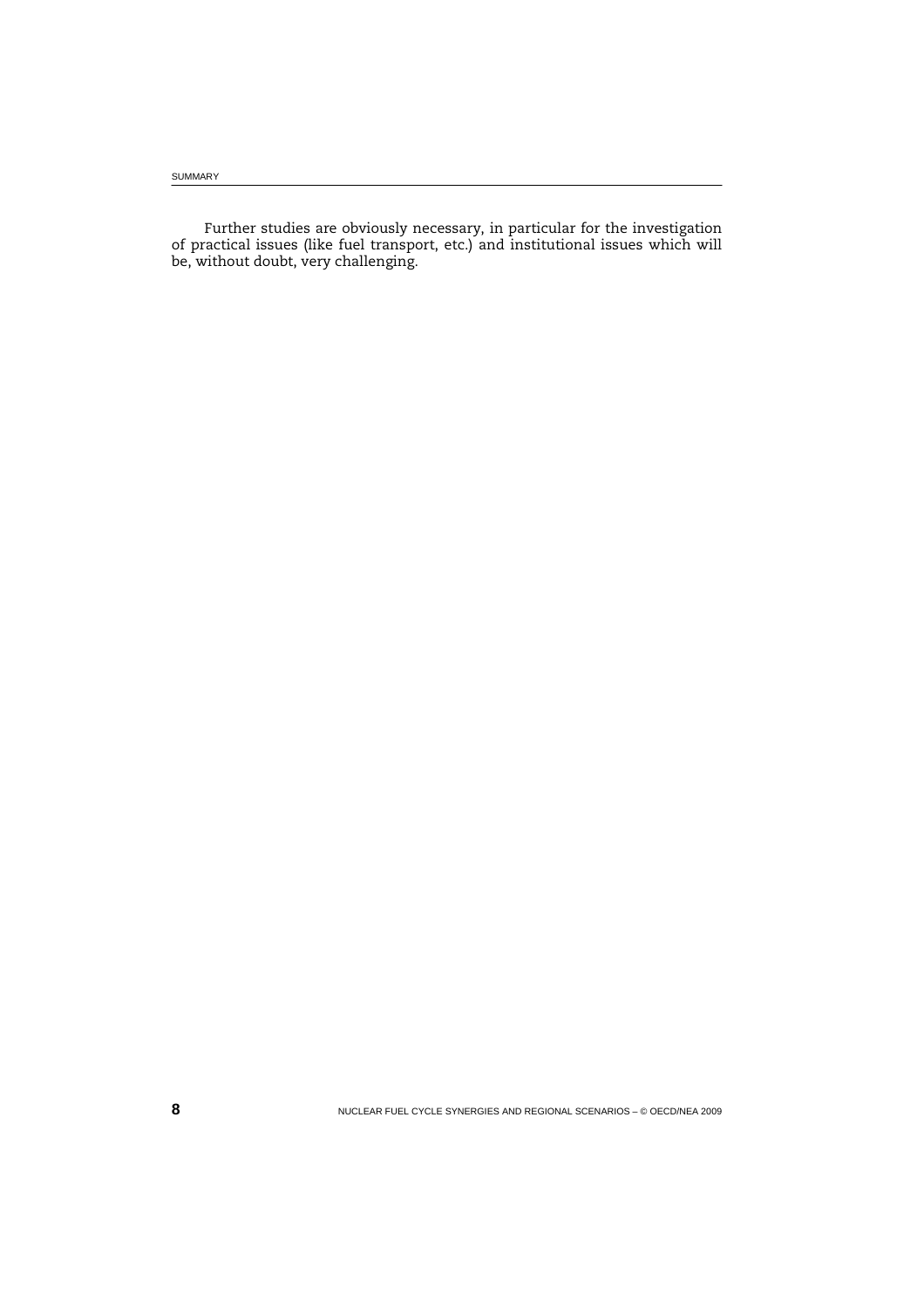Further studies are obviously necessary, in particular for the investigation of practical issues (like fuel transport, etc.) and institutional issues which will be, without doubt, very challenging.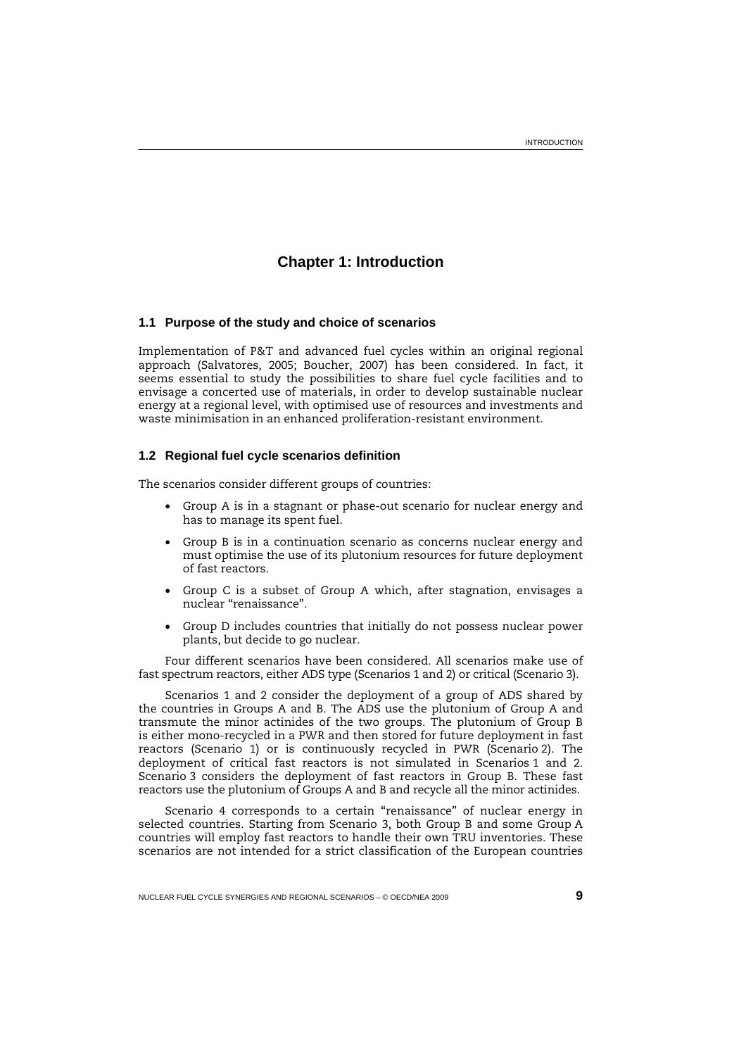# Chapter 1: Introduction

## 1.1 Purpose of the study and choice of scenarios

Implementation of P&T and advanced fuel cycles within an original regional approach (Salvatores, 2005; Boucher, 2007) has been considered. In fact, it seems essential to study the possibilities to share fuel cycle facilities and to envisage a concerted use of materials, in order to develop sustainable nuclear energy at a regional level, with optimised use of resources and investments and waste minimisation in an enhanced proliferation-resistant environment.

## 1.2 Regional fuel cycle scenarios definition

The scenarios consider different groups of countries:

- Group A is in a stagnant or phase-out scenario for nuclear energy and has to manage its spent fuel.
- Group B is in a continuation scenario as concerns nuclear energy and must optimise the use of its plutonium resources for future deployment of fast reactors.
- Group C is a subset of Group A which, after stagnation, envisages a nuclear "renaissance".
- Group D includes countries that initially do not possess nuclear power plants, but decide to go nuclear.

Four different scenarios have been considered. All scenarios make use of fast spectrum reactors, either ADS type (Scenarios 1 and 2) or critical (Scenario 3).

Scenarios 1 and 2 consider the deployment of a group of ADS shared by the countries in Groups A and B. The ADS use the plutonium of Group A and transmute the minor actinides of the two groups. The plutonium of Group B is either mono-recycled in a PWR and then stored for future deployment in fast reactors (Scenario 1) or is continuously recycled in PWR (Scenario 2). The deployment of critical fast reactors is not simulated in Scenarios 1 and 2. Scenario 3 considers the deployment of fast reactors in Group B. These fast reactors use the plutonium of Groups A and B and recycle all the minor actinides.

Scenario 4 corresponds to a certain "renaissance" of nuclear energy in selected countries. Starting from Scenario 3, both Group B and some Group A countries will employ fast reactors to handle their own TRU inventories. These scenarios are not intended for a strict classification of the European countries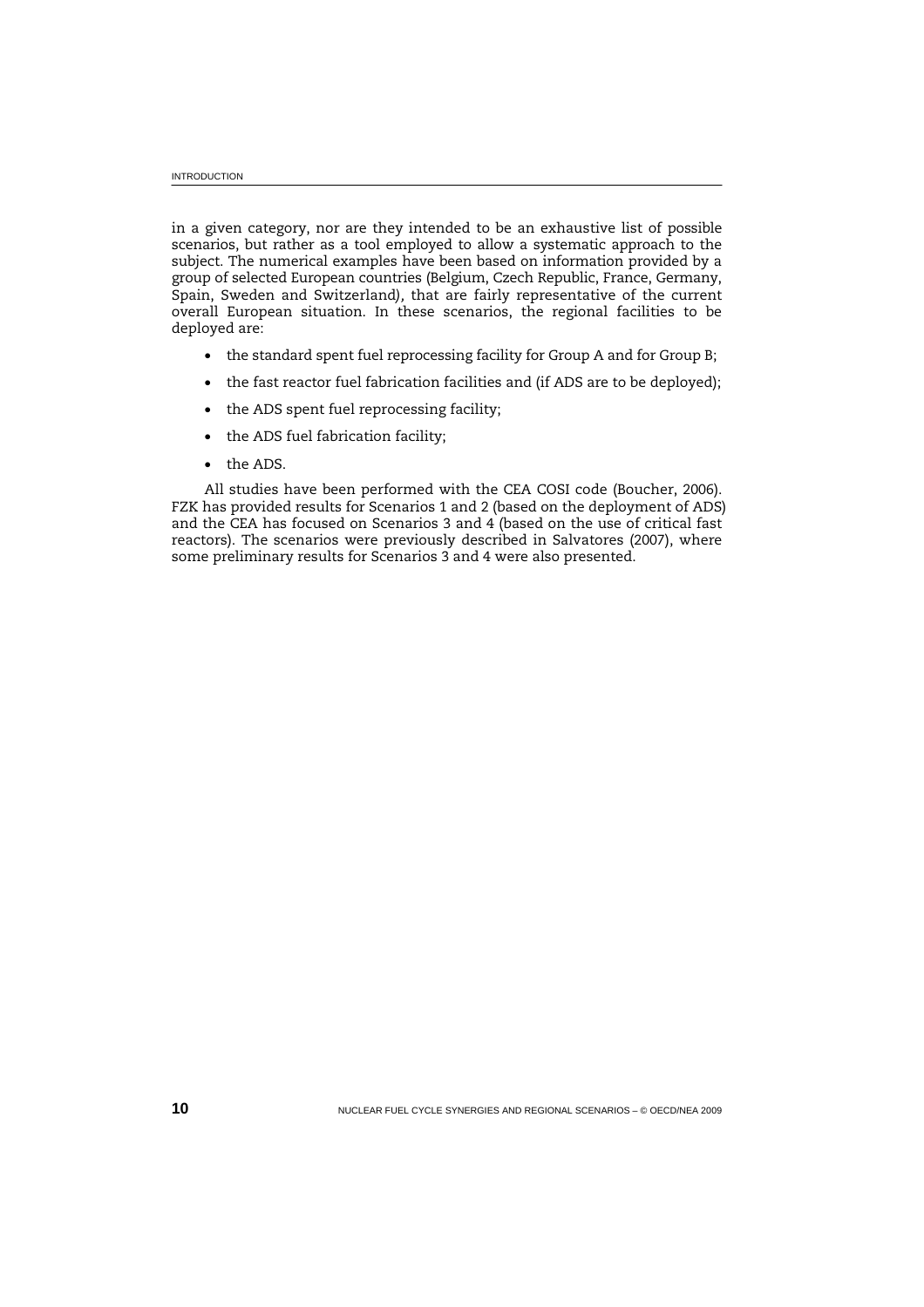in a given category, nor are they intended to be an exhaustive list of possible scenarios, but rather as a tool employed to allow a systematic approach to the subject. The numerical examples have been based on information provided by a group of selected European countries (Belgium, Czech Republic, France, Germany, Spain, Sweden and Switzerland), that are fairly representative of the current overall European situation. In these scenarios, the regional facilities to be deployed are:

- the standard spent fuel reprocessing facility for Group A and for Group B;
- the fast reactor fuel fabrication facilities and (if ADS are to be deployed);
- the ADS spent fuel reprocessing facility;
- the ADS fuel fabrication facility;
- the ADS.

All studies have been performed with the CEA COSI code (Boucher, 2006). FZK has provided results for Scenarios 1 and 2 (based on the deployment of ADS) and the CEA has focused on Scenarios 3 and 4 (based on the use of critical fast reactors). The scenarios were previously described in Salvatores (2007), where some preliminary results for Scenarios 3 and 4 were also presented.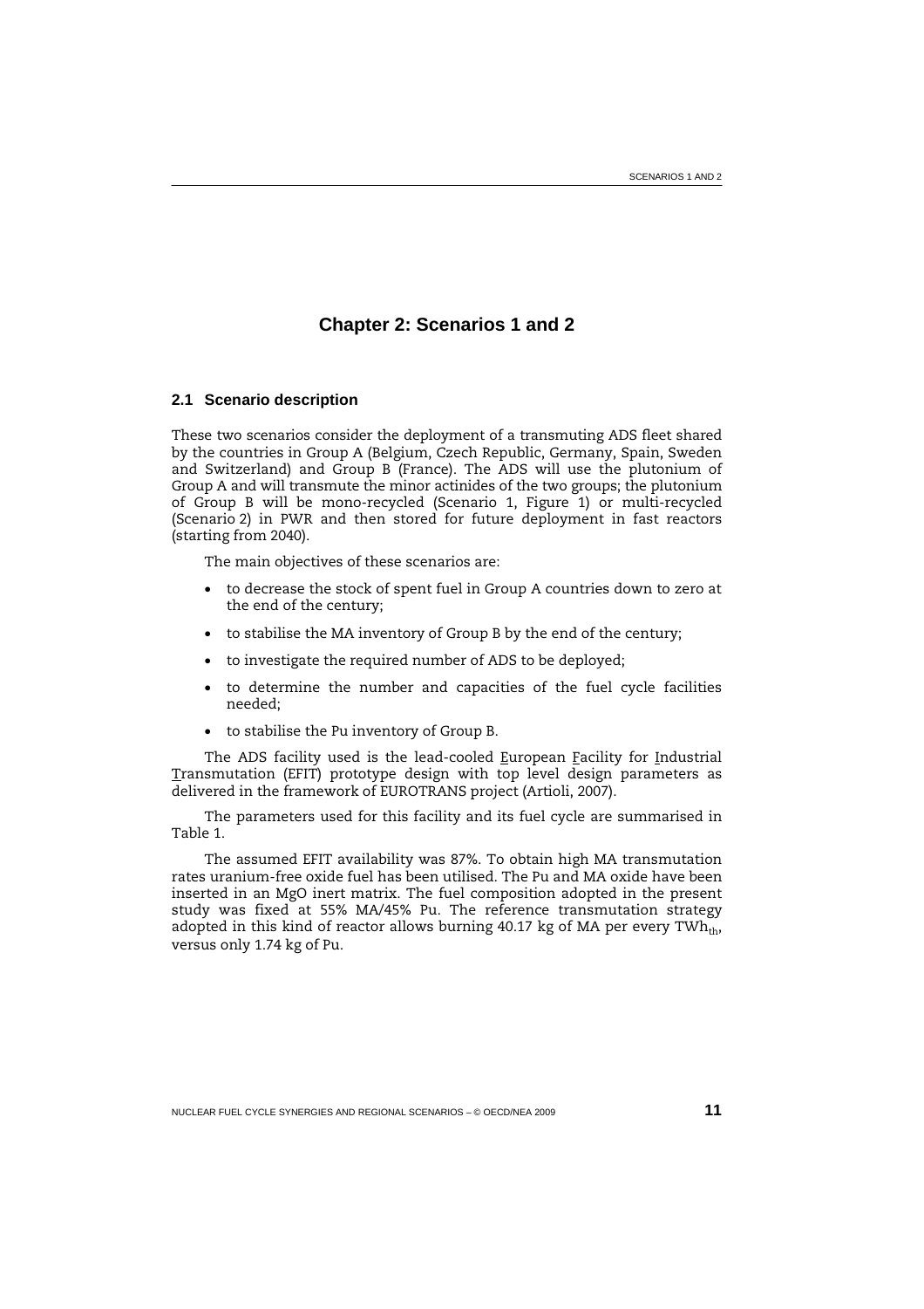# Chapter 2: Scenarios 1 and 2

## 2.1 Scenario description

These two scenarios consider the deployment of a transmuting ADS fleet shared by the countries in Group A (Belgium, Czech Republic, Germany, Spain, Sweden and Switzerland) and Group B (France). The ADS will use the plutonium of Group A and will transmute the minor actinides of the two groups; the plutonium of Group B will be mono-recycled (Scenario 1, Figure 1) or multi-recycled (Scenario 2) in PWR and then stored for future deployment in fast reactors (starting from 2040).

The main objectives of these scenarios are:

- to decrease the stock of spent fuel in Group A countries down to zero at the end of the century;
- to stabilise the MA inventory of Group B by the end of the century;
- to investigate the required number of ADS to be deployed;
- to determine the number and capacities of the fuel cycle facilities needed;
- to stabilise the Pu inventory of Group B.

The ADS facility used is the lead-cooled European Facility for Industrial Transmutation (EFIT) prototype design with top level design parameters as delivered in the framework of EUROTRANS project (Artioli, 2007).

The parameters used for this facility and its fuel cycle are summarised in Table 1.

The assumed EFIT availability was 87%. To obtain high MA transmutation rates uranium-free oxide fuel has been utilised. The Pu and MA oxide have been inserted in an MgO inert matrix. The fuel composition adopted in the present study was fixed at 55% MA/45% Pu. The reference transmutation strategy adopted in this kind of reactor allows burning 40.17 kg of MA per every $TWh_{th}$, versus only 1.74 kg of Pu.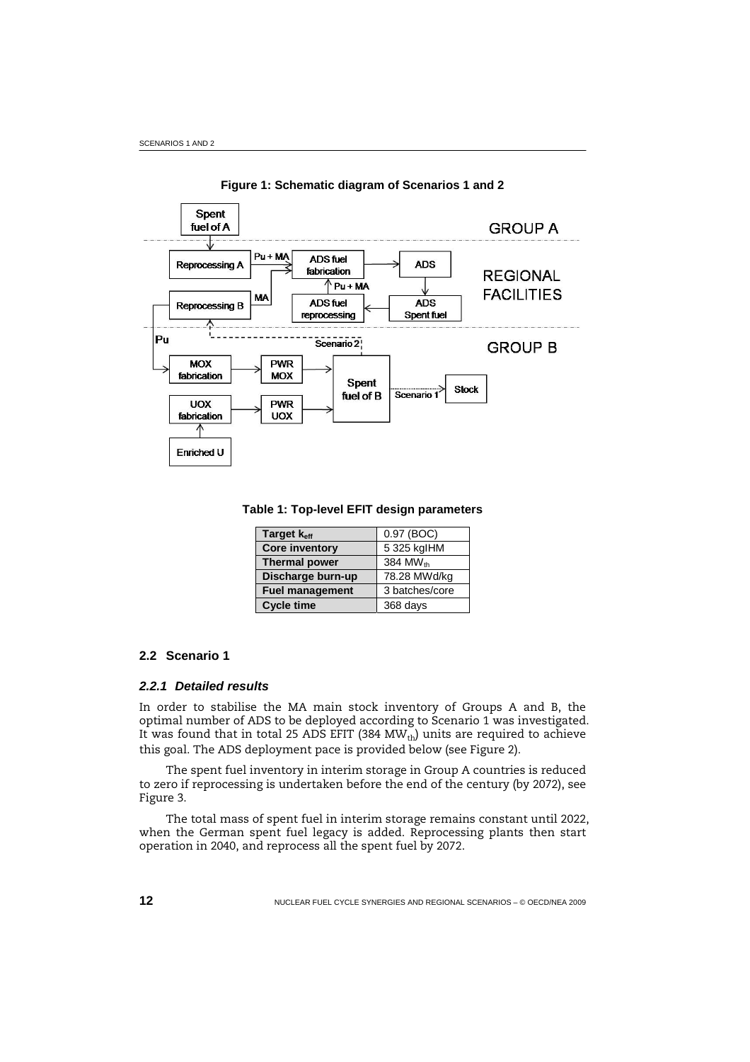**Figure 1: Schematic diagram of Scenarios 1 and 2**

**Table 1: Top-level EFIT design parameters**

| | |
|---|---|
| **Target $k_{eff}$** | 0.97 (BOC) |
| **Core inventory** | 5 325 kgIHM |
| **Thermal power** | 384 $MW_{th}$ |
| **Discharge burn-up** | 78.28 MWd/kg |
| **Fuel management** | 3 batches/core |
| **Cycle time** | 368 days |

### 2.2 Scenario 1

#### *2.2.1 Detailed results*

In order to stabilise the MA main stock inventory of Groups A and B, the optimal number of ADS to be deployed according to Scenario 1 was investigated. It was found that in total 25 ADS EFIT (384 $MW_{th}$) units are required to achieve this goal. The ADS deployment pace is provided below (see Figure 2).

The spent fuel inventory in interim storage in Group A countries is reduced to zero if reprocessing is undertaken before the end of the century (by 2072), see Figure 3.

The total mass of spent fuel in interim storage remains constant until 2022, when the German spent fuel legacy is added. Reprocessing plants then start operation in 2040, and reprocess all the spent fuel by 2072.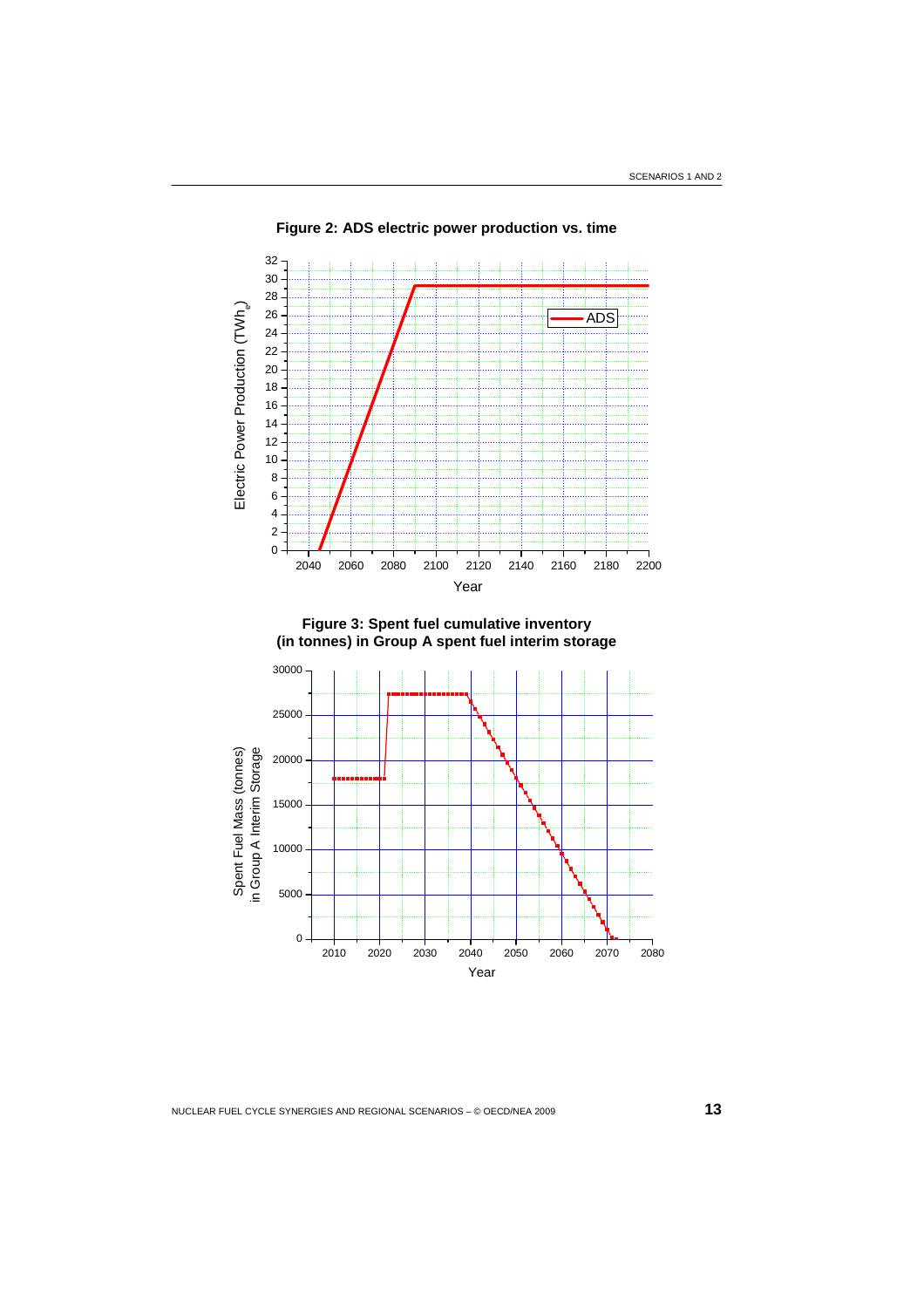**Figure 2: ADS electric power production vs. time**

**Figure 3: Spent fuel cumulative inventory (in tonnes) in Group A spent fuel interim storage**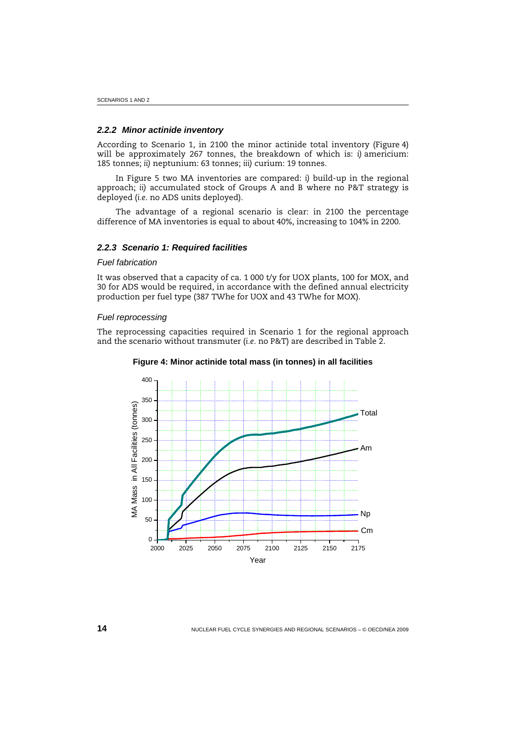### 2.2.2 *Minor actinide inventory*

According to Scenario 1, in 2100 the minor actinide total inventory (Figure 4) will be approximately 267 tonnes, the breakdown of which is: *i)* americium: 185 tonnes; *ii)* neptunium: 63 tonnes; *iii)* curium: 19 tonnes.

In Figure 5 two MA inventories are compared: *i)* build-up in the regional approach; *ii)* accumulated stock of Groups A and B where no P&T strategy is deployed (*i.e.* no ADS units deployed).

The advantage of a regional scenario is clear: in 2100 the percentage difference of MA inventories is equal to about 40%, increasing to 104% in 2200.

### 2.2.3 *Scenario 1: Required facilities*

*Fuel fabrication*

It was observed that a capacity of ca. 1 000 t/y for UOX plants, 100 for MOX, and 30 for ADS would be required, in accordance with the defined annual electricity production per fuel type (387 TWhe for UOX and 43 TWhe for MOX).

*Fuel reprocessing*

The reprocessing capacities required in Scenario 1 for the regional approach and the scenario without transmuter (*i.e.* no P&T) are described in Table 2.

**Figure 4: Minor actinide total mass (in tonnes) in all facilities**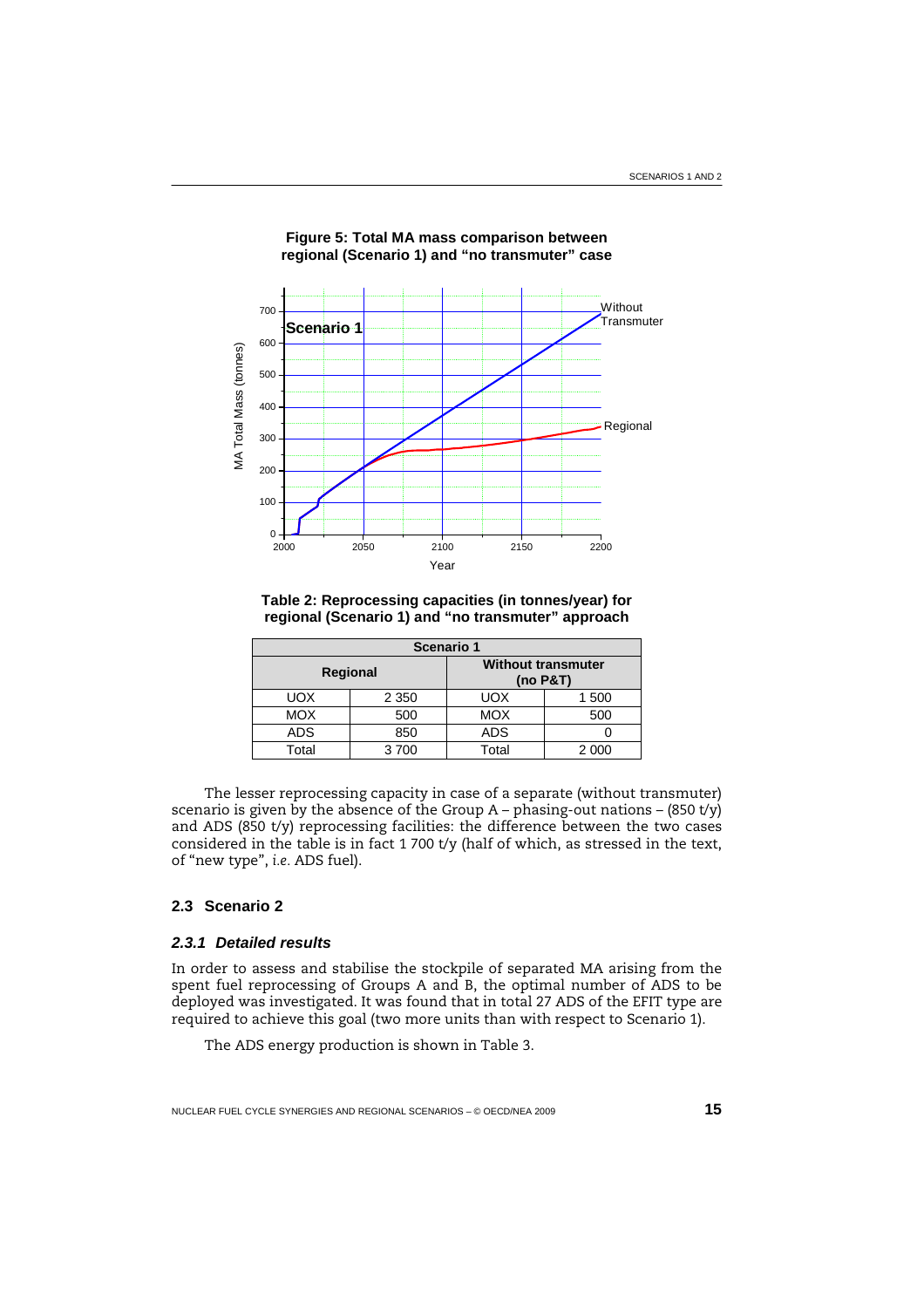**Figure 5: Total MA mass comparison between regional (Scenario 1) and "no transmuter" case**

**Table 2: Reprocessing capacities (in tonnes/year) for regional (Scenario 1) and "no transmuter" approach**

| Scenario 1 | | | |
|---|---|---|---|
| **Regional** | | **Without transmuter (no P&T)** | |
| UOX | 2 350 | UOX | 1 500 |
| MOX | 500 | MOX | 500 |
| ADS | 850 | ADS | 0 |
| Total | 3 700 | Total | 2 000 |

The lesser reprocessing capacity in case of a separate (without transmuter) scenario is given by the absence of the Group A – phasing-out nations – (850 t/y) and ADS (850 t/y) reprocessing facilities: the difference between the two cases considered in the table is in fact 1 700 t/y (half of which, as stressed in the text, of "new type", *i.e.* ADS fuel).

## 2.3 Scenario 2

### *2.3.1 Detailed results*

In order to assess and stabilise the stockpile of separated MA arising from the spent fuel reprocessing of Groups A and B, the optimal number of ADS to be deployed was investigated. It was found that in total 27 ADS of the EFIT type are required to achieve this goal (two more units than with respect to Scenario 1).

The ADS energy production is shown in Table 3.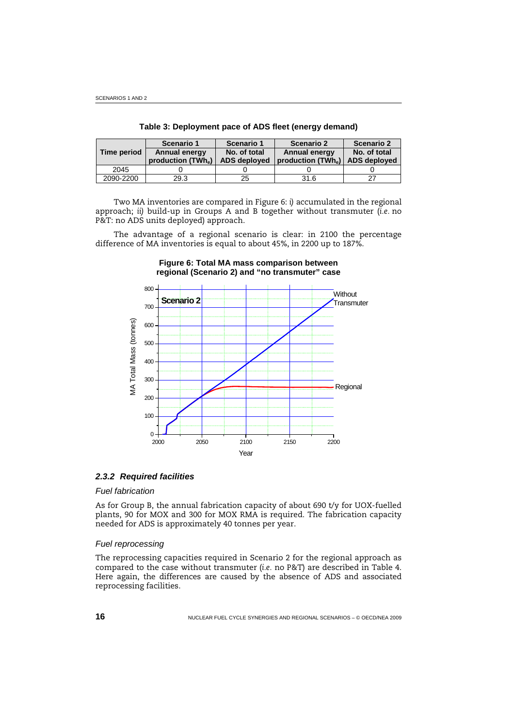**Table 3: Deployment pace of ADS fleet (energy demand)**

| Time period | Scenario 1 Annual energy production ($TWh_e$) | Scenario 1 No. of total ADS deployed | Scenario 2 Annual energy production ($TWh_e$) | Scenario 2 No. of total ADS deployed |
|---|---|---|---|---|
| 2045 | 0 | 0 | 0 | 0 |
| 2090-2200 | 29.3 | 25 | 31.6 | 27 |

Two MA inventories are compared in Figure 6: *i)* accumulated in the regional approach; *ii)* build-up in Groups A and B together without transmuter (*i.e.* no P&T: no ADS units deployed) approach.

The advantage of a regional scenario is clear: in 2100 the percentage difference of MA inventories is equal to about 45%, in 2200 up to 187%.

**Figure 6: Total MA mass comparison between regional (Scenario 2) and "no transmuter" case**

### *2.3.2 Required facilities*

*Fuel fabrication*

As for Group B, the annual fabrication capacity of about 690 t/y for UOX-fuelled plants, 90 for MOX and 300 for MOX RMA is required. The fabrication capacity needed for ADS is approximately 40 tonnes per year.

*Fuel reprocessing*

The reprocessing capacities required in Scenario 2 for the regional approach as compared to the case without transmuter (*i.e.* no P&T) are described in Table 4. Here again, the differences are caused by the absence of ADS and associated reprocessing facilities.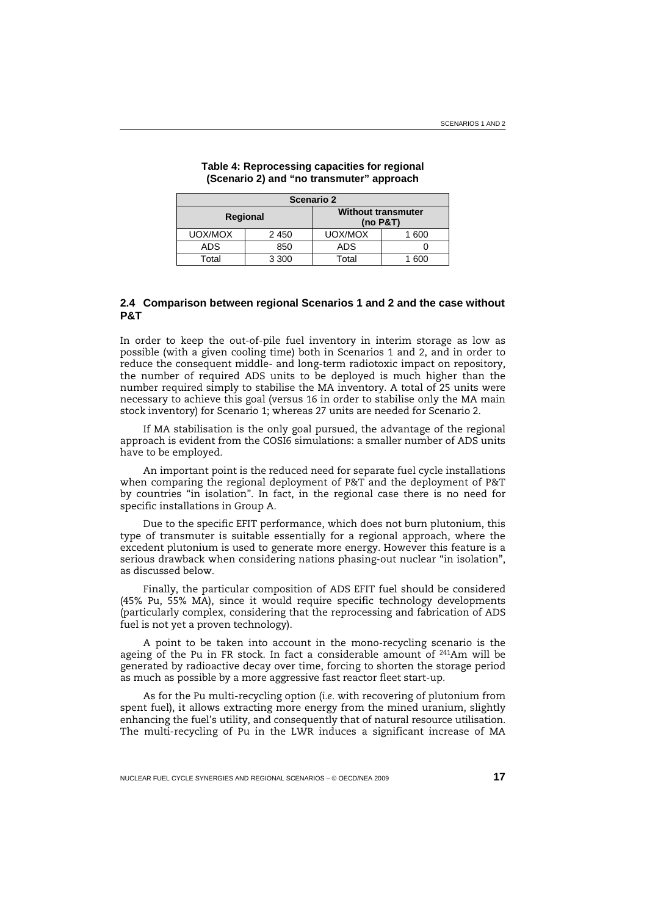**Table 4: Reprocessing capacities for regional (Scenario 2) and "no transmuter" approach**

| Scenario 2 | | | |
|---|---|---|---|
| **Regional** | | **Without transmuter (no P&T)** | |
| UOX/MOX | 2 450 | UOX/MOX | 1 600 |
| ADS | 850 | ADS | 0 |
| Total | 3 300 | Total | 1 600 |

### 2.4 Comparison between regional Scenarios 1 and 2 and the case without P&T

In order to keep the out-of-pile fuel inventory in interim storage as low as possible (with a given cooling time) both in Scenarios 1 and 2, and in order to reduce the consequent middle- and long-term radiotoxic impact on repository, the number of required ADS units to be deployed is much higher than the number required simply to stabilise the MA inventory. A total of 25 units were necessary to achieve this goal (versus 16 in order to stabilise only the MA main stock inventory) for Scenario 1; whereas 27 units are needed for Scenario 2.

If MA stabilisation is the only goal pursued, the advantage of the regional approach is evident from the COSI6 simulations: a smaller number of ADS units have to be employed.

An important point is the reduced need for separate fuel cycle installations when comparing the regional deployment of P&T and the deployment of P&T by countries "in isolation". In fact, in the regional case there is no need for specific installations in Group A.

Due to the specific EFIT performance, which does not burn plutonium, this type of transmuter is suitable essentially for a regional approach, where the excedent plutonium is used to generate more energy. However this feature is a serious drawback when considering nations phasing-out nuclear "in isolation", as discussed below.

Finally, the particular composition of ADS EFIT fuel should be considered (45% Pu, 55% MA), since it would require specific technology developments (particularly complex, considering that the reprocessing and fabrication of ADS fuel is not yet a proven technology).

A point to be taken into account in the mono-recycling scenario is the ageing of the Pu in FR stock. In fact a considerable amount of $^{241}$Am will be generated by radioactive decay over time, forcing to shorten the storage period as much as possible by a more aggressive fast reactor fleet start-up.

As for the Pu multi-recycling option (*i.e.* with recovering of plutonium from spent fuel), it allows extracting more energy from the mined uranium, slightly enhancing the fuel's utility, and consequently that of natural resource utilisation. The multi-recycling of Pu in the LWR induces a significant increase of MA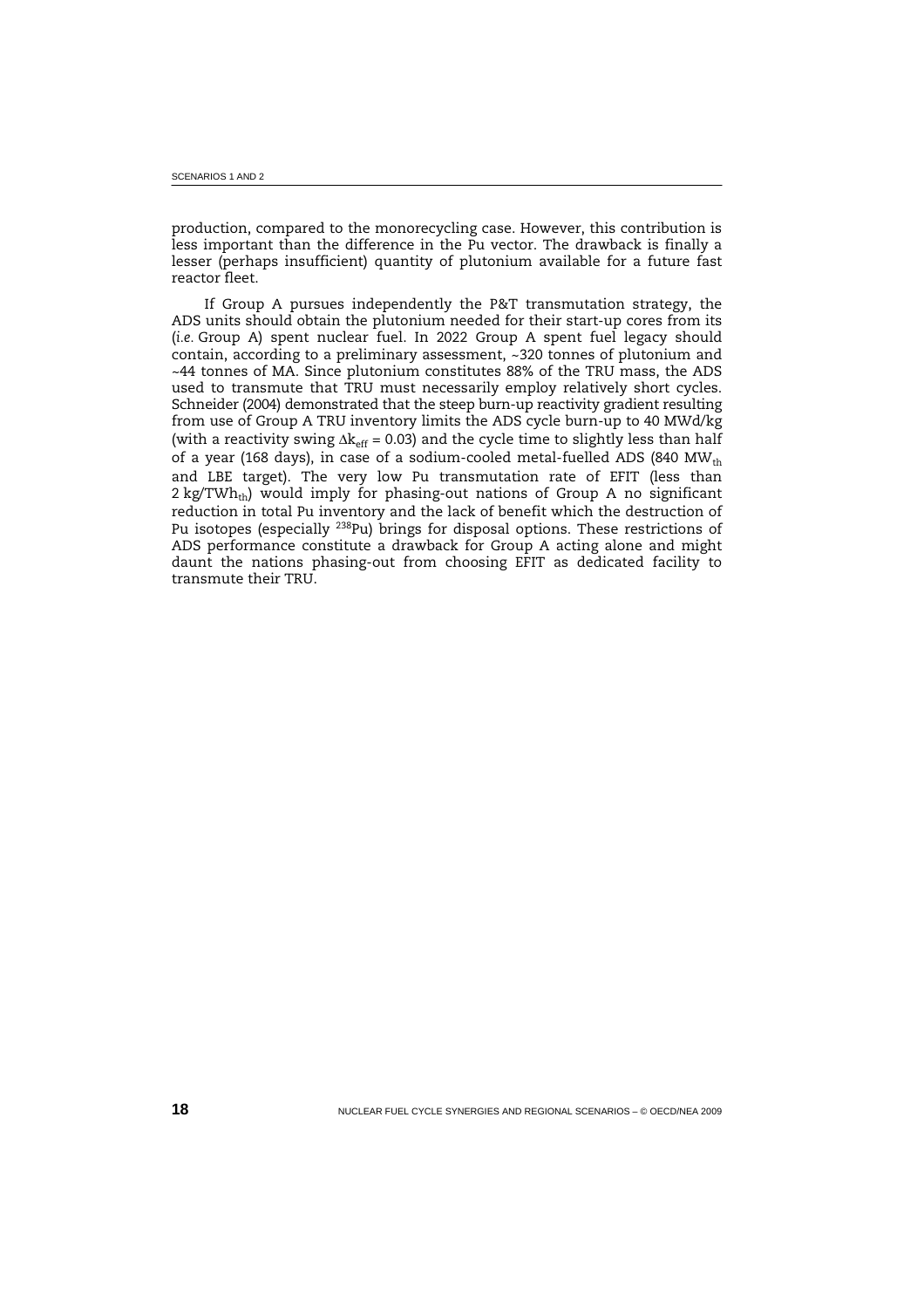production, compared to the monorecycling case. However, this contribution is less important than the difference in the Pu vector. The drawback is finally a lesser (perhaps insufficient) quantity of plutonium available for a future fast reactor fleet.

If Group A pursues independently the P&T transmutation strategy, the ADS units should obtain the plutonium needed for their start-up cores from its (*i.e.* Group A) spent nuclear fuel. In 2022 Group A spent fuel legacy should contain, according to a preliminary assessment, ~320 tonnes of plutonium and ~44 tonnes of MA. Since plutonium constitutes 88% of the TRU mass, the ADS used to transmute that TRU must necessarily employ relatively short cycles. Schneider (2004) demonstrated that the steep burn-up reactivity gradient resulting from use of Group A TRU inventory limits the ADS cycle burn-up to 40 MWd/kg (with a reactivity swing $\Delta k_{eff} = 0.03$) and the cycle time to slightly less than half of a year (168 days), in case of a sodium-cooled metal-fuelled ADS (840 $MW_{th}$ and LBE target). The very low Pu transmutation rate of EFIT (less than 2 $kg/TWh_{th}$) would imply for phasing-out nations of Group A no significant reduction in total Pu inventory and the lack of benefit which the destruction of Pu isotopes (especially $^{238}Pu$) brings for disposal options. These restrictions of ADS performance constitute a drawback for Group A acting alone and might daunt the nations phasing-out from choosing EFIT as dedicated facility to transmute their TRU.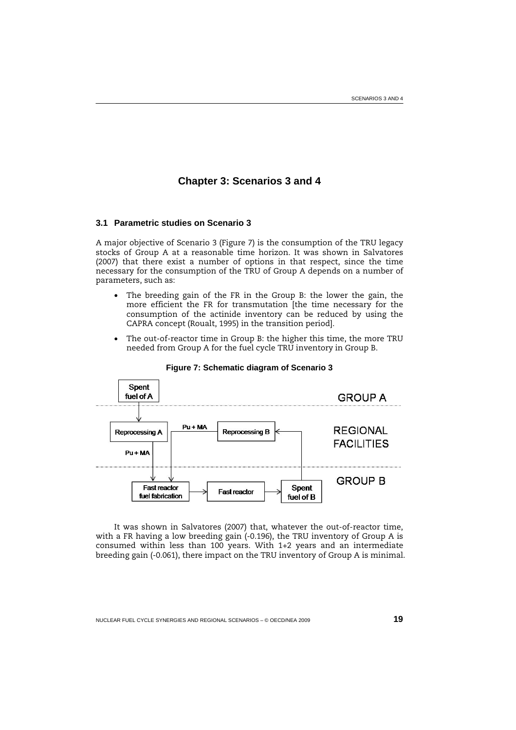# Chapter 3: Scenarios 3 and 4

## 3.1 Parametric studies on Scenario 3

A major objective of Scenario 3 (Figure 7) is the consumption of the TRU legacy stocks of Group A at a reasonable time horizon. It was shown in Salvatores (2007) that there exist a number of options in that respect, since the time necessary for the consumption of the TRU of Group A depends on a number of parameters, such as:

- The breeding gain of the FR in the Group B: the lower the gain, the more efficient the FR for transmutation [the time necessary for the consumption of the actinide inventory can be reduced by using the CAPRA concept (Rouault, 1995) in the transition period].
- The out-of-reactor time in Group B: the higher this time, the more TRU needed from Group A for the fuel cycle TRU inventory in Group B.

**Figure 7: Schematic diagram of Scenario 3**

It was shown in Salvatores (2007) that, whatever the out-of-reactor time, with a FR having a low breeding gain (-0.196), the TRU inventory of Group A is consumed within less than 100 years. With 1+2 years and an intermediate breeding gain (-0.061), there impact on the TRU inventory of Group A is minimal.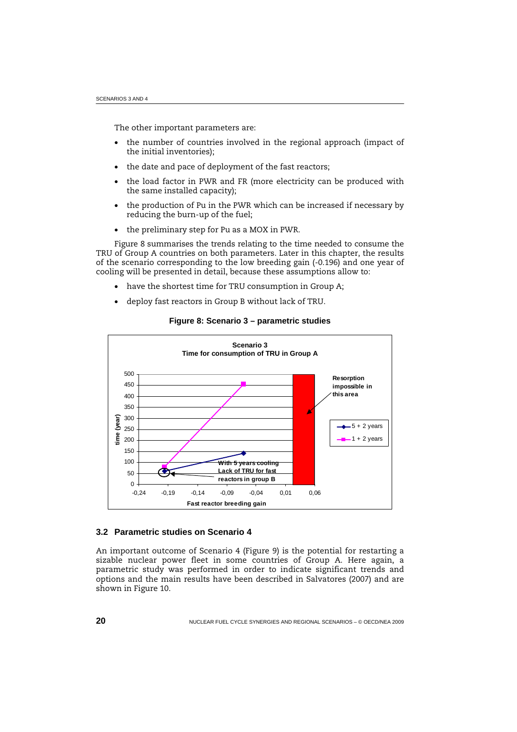The other important parameters are:

- the number of countries involved in the regional approach (impact of the initial inventories);
- the date and pace of deployment of the fast reactors;
- the load factor in PWR and FR (more electricity can be produced with the same installed capacity);
- the production of Pu in the PWR which can be increased if necessary by reducing the burn-up of the fuel;
- the preliminary step for Pu as a MOX in PWR.

Figure 8 summarises the trends relating to the time needed to consume the TRU of Group A countries on both parameters. Later in this chapter, the results of the scenario corresponding to the low breeding gain (-0.196) and one year of cooling will be presented in detail, because these assumptions allow to:

- have the shortest time for TRU consumption in Group A;
- deploy fast reactors in Group B without lack of TRU.

**Figure 8: Scenario 3 – parametric studies**

## 3.2 Parametric studies on Scenario 4

An important outcome of Scenario 4 (Figure 9) is the potential for restarting a sizable nuclear power fleet in some countries of Group A. Here again, a parametric study was performed in order to indicate significant trends and options and the main results have been described in Salvatores (2007) and are shown in Figure 10.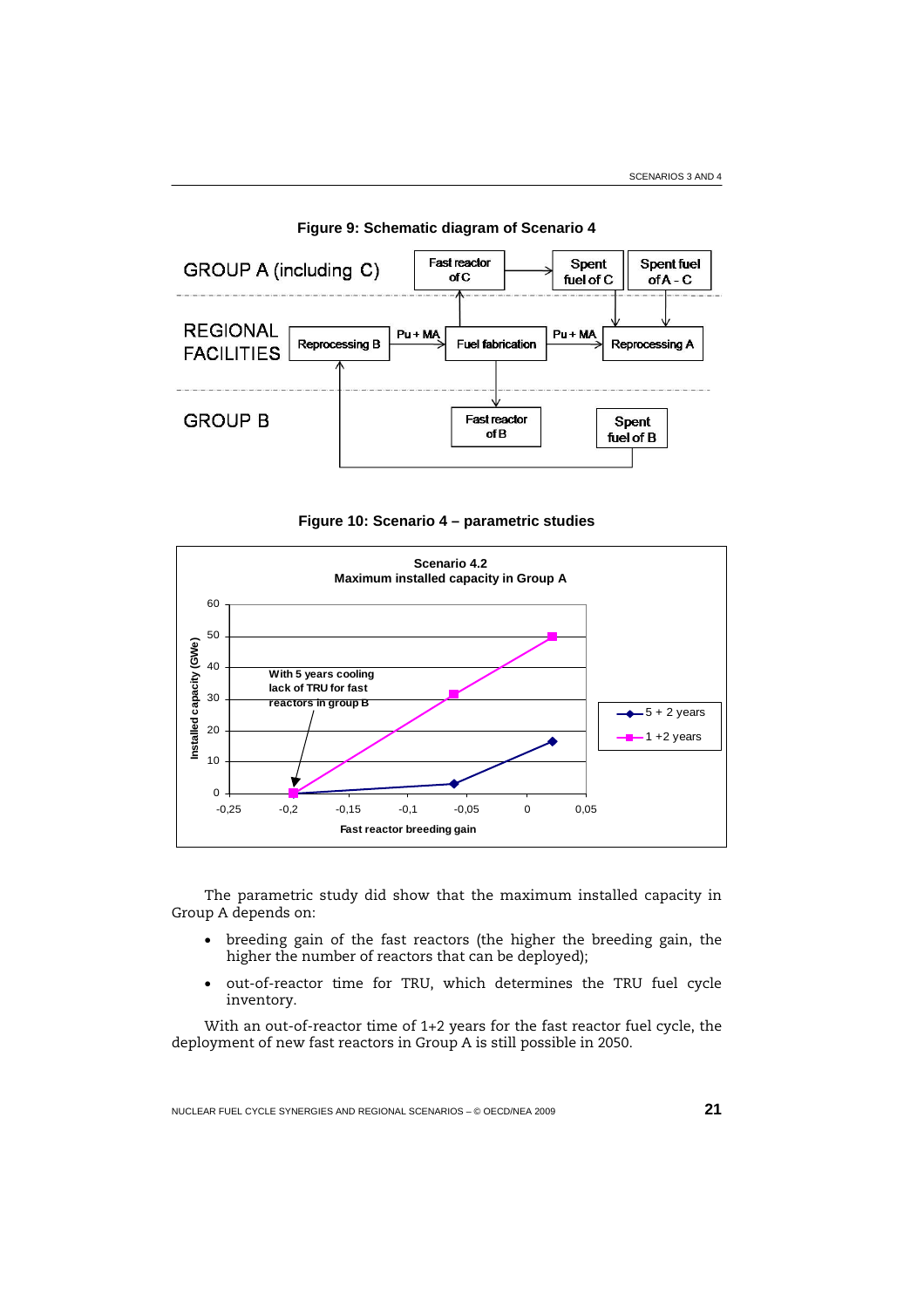**Figure 9: Schematic diagram of Scenario 4**

**Figure 10: Scenario 4 – parametric studies**

The parametric study did show that the maximum installed capacity in Group A depends on:

- breeding gain of the fast reactors (the higher the breeding gain, the higher the number of reactors that can be deployed);
- out-of-reactor time for TRU, which determines the TRU fuel cycle inventory.

With an out-of-reactor time of 1+2 years for the fast reactor fuel cycle, the deployment of new fast reactors in Group A is still possible in 2050.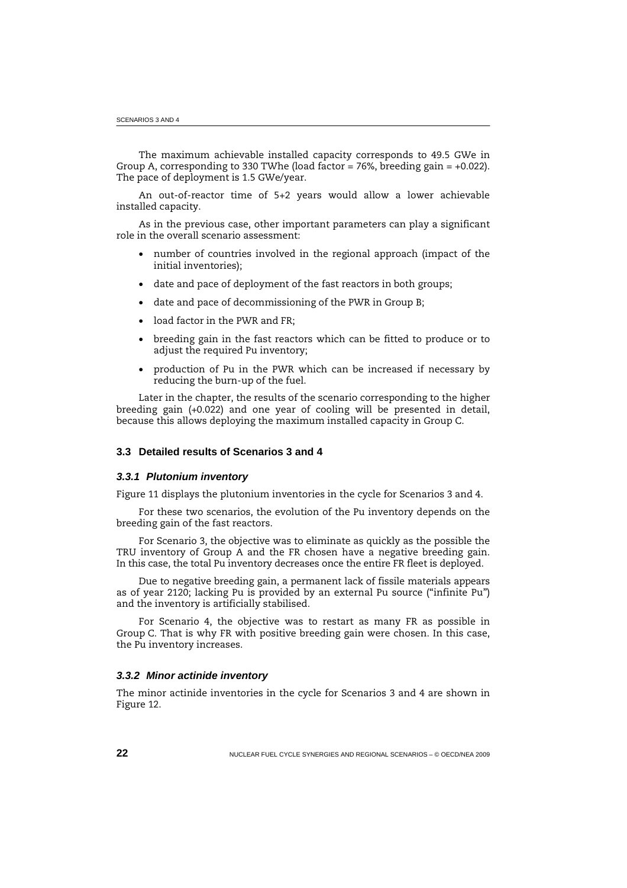The maximum achievable installed capacity corresponds to 49.5 GWe in Group A, corresponding to 330 TWhe (load factor = 76%, breeding gain = +0.022). The pace of deployment is 1.5 GWe/year.

An out-of-reactor time of 5+2 years would allow a lower achievable installed capacity.

As in the previous case, other important parameters can play a significant role in the overall scenario assessment:

- number of countries involved in the regional approach (impact of the initial inventories);
- date and pace of deployment of the fast reactors in both groups;
- date and pace of decommissioning of the PWR in Group B;
- load factor in the PWR and FR;
- breeding gain in the fast reactors which can be fitted to produce or to adjust the required Pu inventory;
- production of Pu in the PWR which can be increased if necessary by reducing the burn-up of the fuel.

Later in the chapter, the results of the scenario corresponding to the higher breeding gain (+0.022) and one year of cooling will be presented in detail, because this allows deploying the maximum installed capacity in Group C.

## 3.3 Detailed results of Scenarios 3 and 4

### *3.3.1 Plutonium inventory*

Figure 11 displays the plutonium inventories in the cycle for Scenarios 3 and 4.

For these two scenarios, the evolution of the Pu inventory depends on the breeding gain of the fast reactors.

For Scenario 3, the objective was to eliminate as quickly as the possible the TRU inventory of Group A and the FR chosen have a negative breeding gain. In this case, the total Pu inventory decreases once the entire FR fleet is deployed.

Due to negative breeding gain, a permanent lack of fissile materials appears as of year 2120; lacking Pu is provided by an external Pu source ("infinite Pu") and the inventory is artificially stabilised.

For Scenario 4, the objective was to restart as many FR as possible in Group C. That is why FR with positive breeding gain were chosen. In this case, the Pu inventory increases.

### *3.3.2 Minor actinide inventory*

The minor actinide inventories in the cycle for Scenarios 3 and 4 are shown in Figure 12.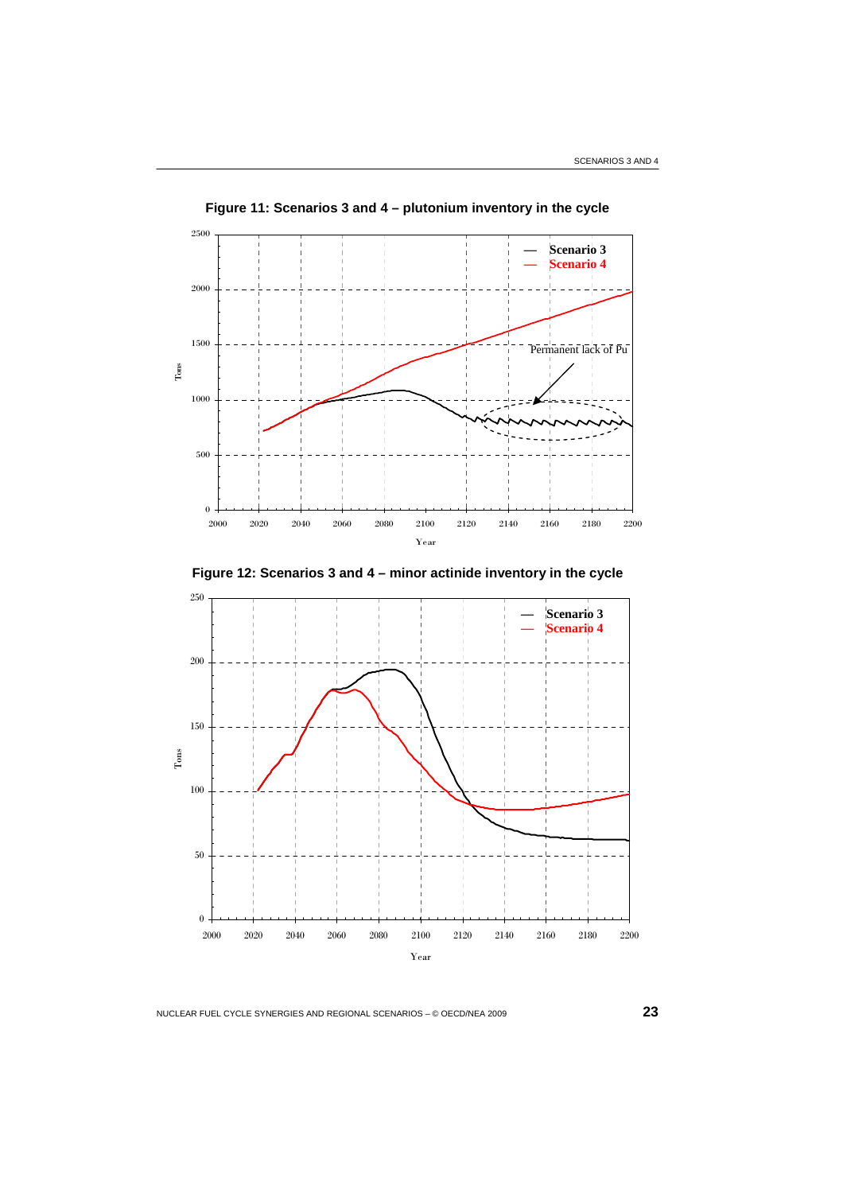**Figure 11: Scenarios 3 and 4 – plutonium inventory in the cycle**

**Figure 12: Scenarios 3 and 4 – minor actinide inventory in the cycle**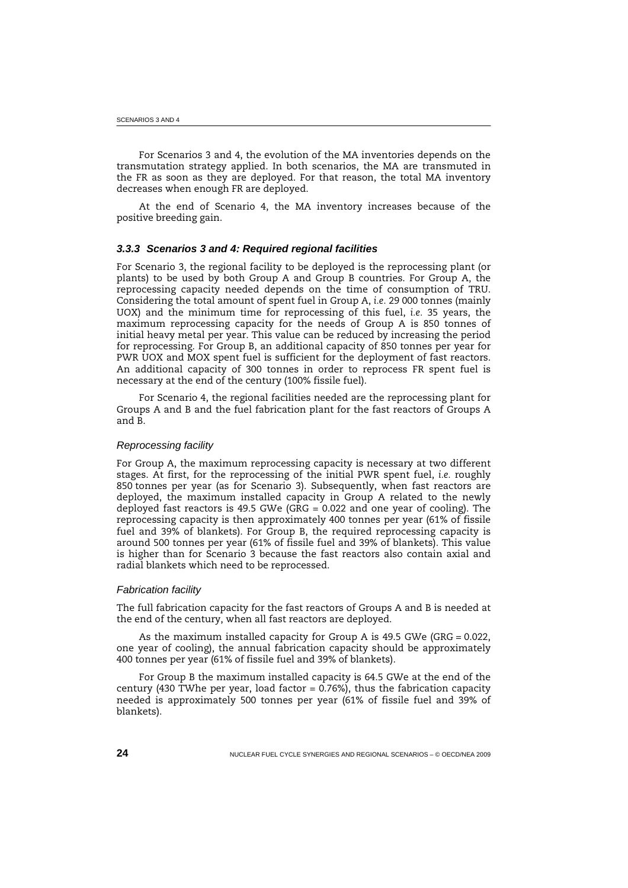For Scenarios 3 and 4, the evolution of the MA inventories depends on the transmutation strategy applied. In both scenarios, the MA are transmuted in the FR as soon as they are deployed. For that reason, the total MA inventory decreases when enough FR are deployed.

At the end of Scenario 4, the MA inventory increases because of the positive breeding gain.

### *3.3.3 Scenarios 3 and 4: Required regional facilities*

For Scenario 3, the regional facility to be deployed is the reprocessing plant (or plants) to be used by both Group A and Group B countries. For Group A, the reprocessing capacity needed depends on the time of consumption of TRU. Considering the total amount of spent fuel in Group A, *i.e.* 29 000 tonnes (mainly UOX) and the minimum time for reprocessing of this fuel, *i.e.* 35 years, the maximum reprocessing capacity for the needs of Group A is 850 tonnes of initial heavy metal per year. This value can be reduced by increasing the period for reprocessing. For Group B, an additional capacity of 850 tonnes per year for PWR UOX and MOX spent fuel is sufficient for the deployment of fast reactors. An additional capacity of 300 tonnes in order to reprocess FR spent fuel is necessary at the end of the century (100% fissile fuel).

For Scenario 4, the regional facilities needed are the reprocessing plant for Groups A and B and the fuel fabrication plant for the fast reactors of Groups A and B.

#### *Reprocessing facility*

For Group A, the maximum reprocessing capacity is necessary at two different stages. At first, for the reprocessing of the initial PWR spent fuel, *i.e.* roughly 850 tonnes per year (as for Scenario 3). Subsequently, when fast reactors are deployed, the maximum installed capacity in Group A related to the newly deployed fast reactors is 49.5 GWe (GRG = 0.022 and one year of cooling). The reprocessing capacity is then approximately 400 tonnes per year (61% of fissile fuel and 39% of blankets). For Group B, the required reprocessing capacity is around 500 tonnes per year (61% of fissile fuel and 39% of blankets). This value is higher than for Scenario 3 because the fast reactors also contain axial and radial blankets which need to be reprocessed.

#### *Fabrication facility*

The full fabrication capacity for the fast reactors of Groups A and B is needed at the end of the century, when all fast reactors are deployed.

As the maximum installed capacity for Group A is 49.5 GWe (GRG = 0.022, one year of cooling), the annual fabrication capacity should be approximately 400 tonnes per year (61% of fissile fuel and 39% of blankets).

For Group B the maximum installed capacity is 64.5 GWe at the end of the century (430 TWhe per year, load factor = 0.76%), thus the fabrication capacity needed is approximately 500 tonnes per year (61% of fissile fuel and 39% of blankets).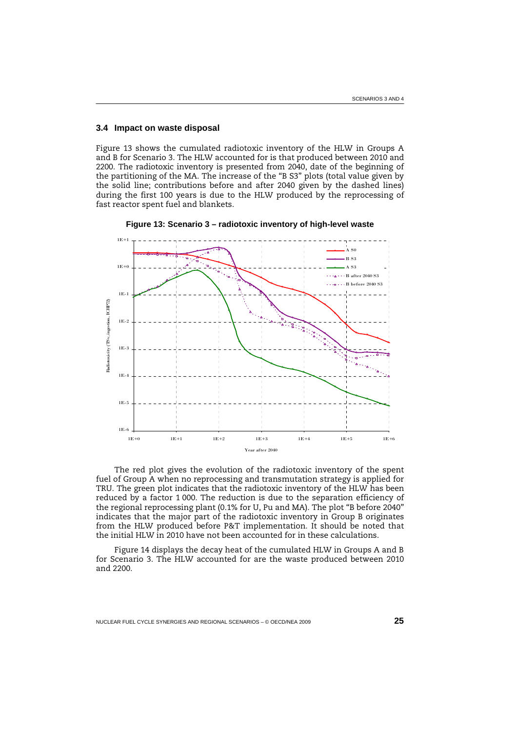### 3.4 Impact on waste disposal

Figure 13 shows the cumulated radiotoxic inventory of the HLW in Groups A and B for Scenario 3. The HLW accounted for is that produced between 2010 and 2200. The radiotoxic inventory is presented from 2040, date of the beginning of the partitioning of the MA. The increase of the "B S3" plots (total value given by the solid line; contributions before and after 2040 given by the dashed lines) during the first 100 years is due to the HLW produced by the reprocessing of fast reactor spent fuel and blankets.

**Figure 13: Scenario 3 – radiotoxic inventory of high-level waste**

The red plot gives the evolution of the radiotoxic inventory of the spent fuel of Group A when no reprocessing and transmutation strategy is applied for TRU. The green plot indicates that the radiotoxic inventory of the HLW has been reduced by a factor 1 000. The reduction is due to the separation efficiency of the regional reprocessing plant (0.1% for U, Pu and MA). The plot "B before 2040" indicates that the major part of the radiotoxic inventory in Group B originates from the HLW produced before P&T implementation. It should be noted that the initial HLW in 2010 have not been accounted for in these calculations.

Figure 14 displays the decay heat of the cumulated HLW in Groups A and B for Scenario 3. The HLW accounted for are the waste produced between 2010 and 2200.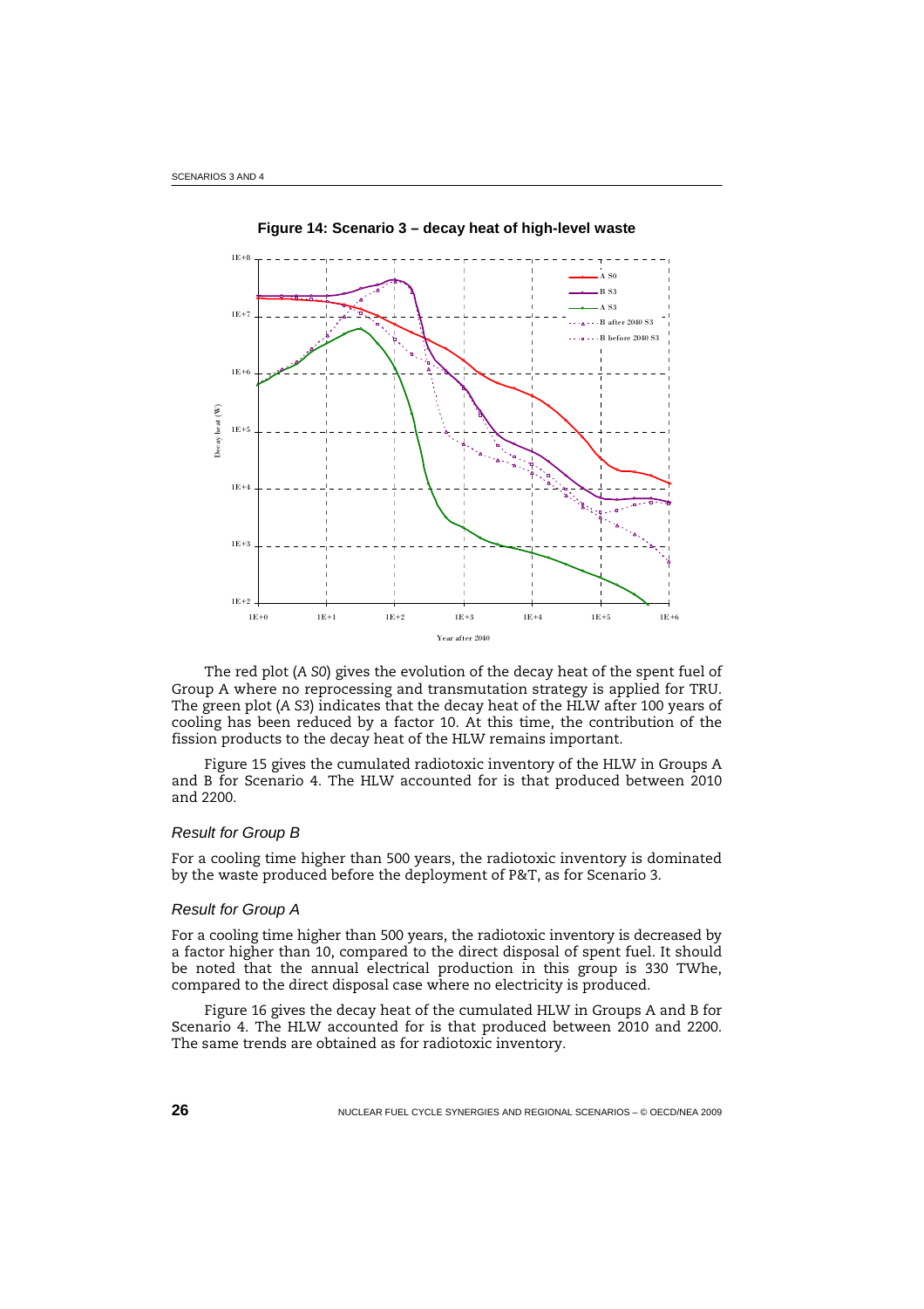**Figure 14: Scenario 3 – decay heat of high-level waste**

The red plot (*A S0*) gives the evolution of the decay heat of the spent fuel of Group A where no reprocessing and transmutation strategy is applied for TRU. The green plot (*A S3*) indicates that the decay heat of the HLW after 100 years of cooling has been reduced by a factor 10. At this time, the contribution of the fission products to the decay heat of the HLW remains important.

Figure 15 gives the cumulated radiotoxic inventory of the HLW in Groups A and B for Scenario 4. The HLW accounted for is that produced between 2010 and 2200.

### *Result for Group B*

For a cooling time higher than 500 years, the radiotoxic inventory is dominated by the waste produced before the deployment of P&T, as for Scenario 3.

### *Result for Group A*

For a cooling time higher than 500 years, the radiotoxic inventory is decreased by a factor higher than 10, compared to the direct disposal of spent fuel. It should be noted that the annual electrical production in this group is 330 TWhe, compared to the direct disposal case where no electricity is produced.

Figure 16 gives the decay heat of the cumulated HLW in Groups A and B for Scenario 4. The HLW accounted for is that produced between 2010 and 2200. The same trends are obtained as for radiotoxic inventory.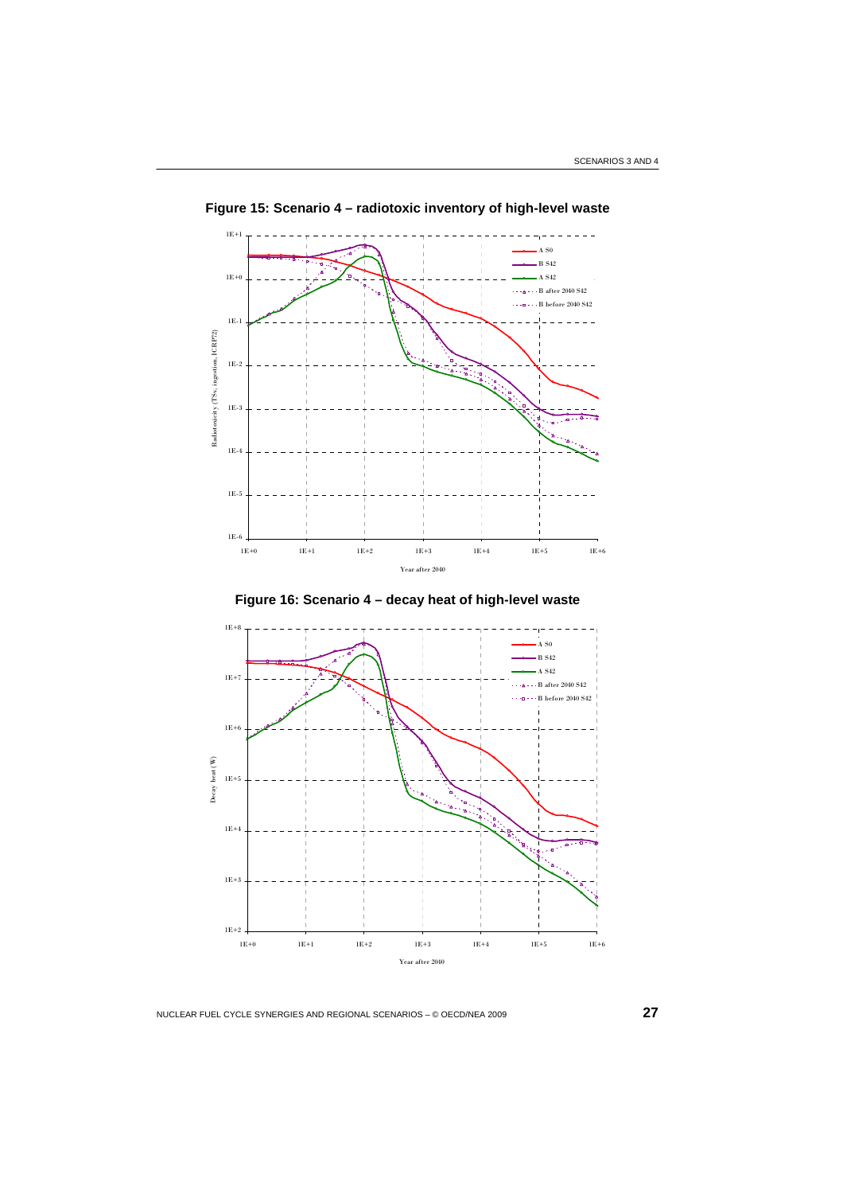**Figure 15: Scenario 4 – radiotoxic inventory of high-level waste**

**Figure 16: Scenario 4 – decay heat of high-level waste**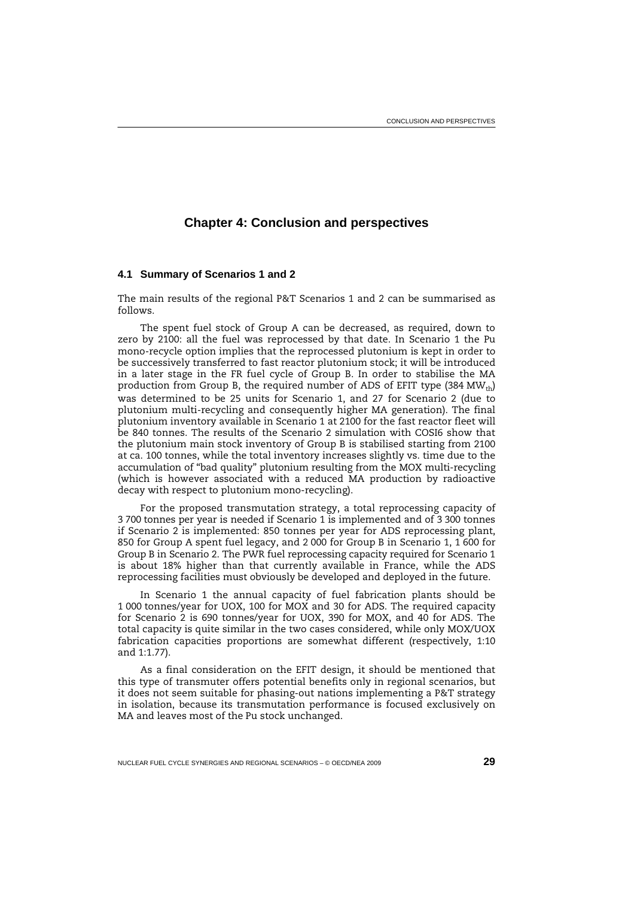# Chapter 4: Conclusion and perspectives

## 4.1 Summary of Scenarios 1 and 2

The main results of the regional P&T Scenarios 1 and 2 can be summarised as follows.

The spent fuel stock of Group A can be decreased, as required, down to zero by 2100: all the fuel was reprocessed by that date. In Scenario 1 the Pu mono-recycle option implies that the reprocessed plutonium is kept in order to be successively transferred to fast reactor plutonium stock; it will be introduced in a later stage in the FR fuel cycle of Group B. In order to stabilise the MA production from Group B, the required number of ADS of EFIT type (384 $MW_{th}$) was determined to be 25 units for Scenario 1, and 27 for Scenario 2 (due to plutonium multi-recycling and consequently higher MA generation). The final plutonium inventory available in Scenario 1 at 2100 for the fast reactor fleet will be 840 tonnes. The results of the Scenario 2 simulation with COSI6 show that the plutonium main stock inventory of Group B is stabilised starting from 2100 at ca. 100 tonnes, while the total inventory increases slightly vs. time due to the accumulation of "bad quality" plutonium resulting from the MOX multi-recycling (which is however associated with a reduced MA production by radioactive decay with respect to plutonium mono-recycling).

For the proposed transmutation strategy, a total reprocessing capacity of 3 700 tonnes per year is needed if Scenario 1 is implemented and of 3 300 tonnes if Scenario 2 is implemented: 850 tonnes per year for ADS reprocessing plant, 850 for Group A spent fuel legacy, and 2 000 for Group B in Scenario 1, 1 600 for Group B in Scenario 2. The PWR fuel reprocessing capacity required for Scenario 1 is about 18% higher than that currently available in France, while the ADS reprocessing facilities must obviously be developed and deployed in the future.

In Scenario 1 the annual capacity of fuel fabrication plants should be 1 000 tonnes/year for UOX, 100 for MOX and 30 for ADS. The required capacity for Scenario 2 is 690 tonnes/year for UOX, 390 for MOX, and 40 for ADS. The total capacity is quite similar in the two cases considered, while only MOX/UOX fabrication capacities proportions are somewhat different (respectively, 1:10 and 1:1.77).

As a final consideration on the EFIT design, it should be mentioned that this type of transmuter offers potential benefits only in regional scenarios, but it does not seem suitable for phasing-out nations implementing a P&T strategy in isolation, because its transmutation performance is focused exclusively on MA and leaves most of the Pu stock unchanged.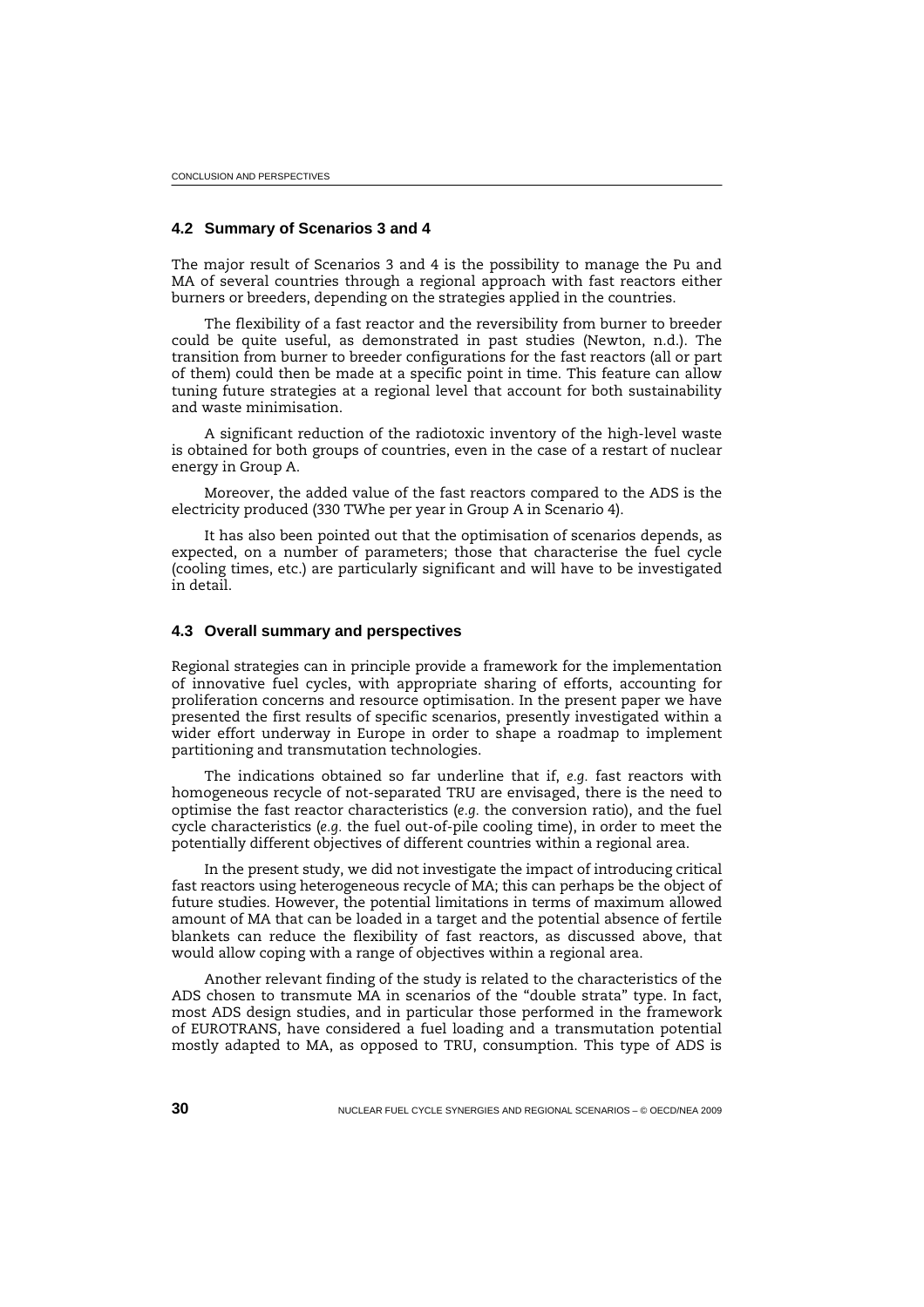## 4.2 Summary of Scenarios 3 and 4

The major result of Scenarios 3 and 4 is the possibility to manage the Pu and MA of several countries through a regional approach with fast reactors either burners or breeders, depending on the strategies applied in the countries.

The flexibility of a fast reactor and the reversibility from burner to breeder could be quite useful, as demonstrated in past studies (Newton, n.d.). The transition from burner to breeder configurations for the fast reactors (all or part of them) could then be made at a specific point in time. This feature can allow tuning future strategies at a regional level that account for both sustainability and waste minimisation.

A significant reduction of the radiotoxic inventory of the high-level waste is obtained for both groups of countries, even in the case of a restart of nuclear energy in Group A.

Moreover, the added value of the fast reactors compared to the ADS is the electricity produced (330 TWhe per year in Group A in Scenario 4).

It has also been pointed out that the optimisation of scenarios depends, as expected, on a number of parameters; those that characterise the fuel cycle (cooling times, etc.) are particularly significant and will have to be investigated in detail.

## 4.3 Overall summary and perspectives

Regional strategies can in principle provide a framework for the implementation of innovative fuel cycles, with appropriate sharing of efforts, accounting for proliferation concerns and resource optimisation. In the present paper we have presented the first results of specific scenarios, presently investigated within a wider effort underway in Europe in order to shape a roadmap to implement partitioning and transmutation technologies.

The indications obtained so far underline that if, *e.g.* fast reactors with homogeneous recycle of not-separated TRU are envisaged, there is the need to optimise the fast reactor characteristics (*e.g.* the conversion ratio), and the fuel cycle characteristics (*e.g.* the fuel out-of-pile cooling time), in order to meet the potentially different objectives of different countries within a regional area.

In the present study, we did not investigate the impact of introducing critical fast reactors using heterogeneous recycle of MA; this can perhaps be the object of future studies. However, the potential limitations in terms of maximum allowed amount of MA that can be loaded in a target and the potential absence of fertile blankets can reduce the flexibility of fast reactors, as discussed above, that would allow coping with a range of objectives within a regional area.

Another relevant finding of the study is related to the characteristics of the ADS chosen to transmute MA in scenarios of the "double strata" type. In fact, most ADS design studies, and in particular those performed in the framework of EUROTRANS, have considered a fuel loading and a transmutation potential mostly adapted to MA, as opposed to TRU, consumption. This type of ADS is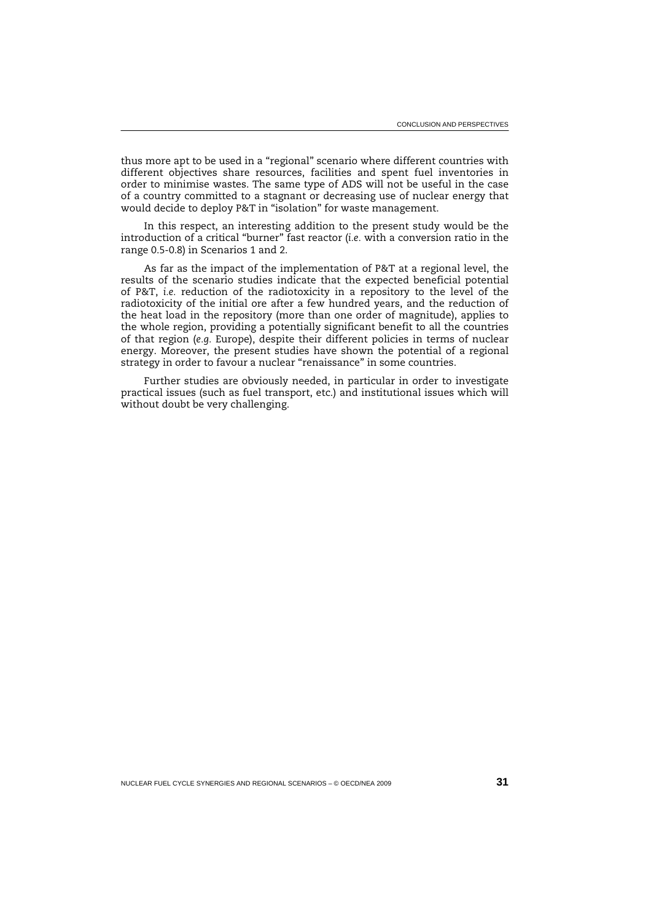thus more apt to be used in a "regional" scenario where different countries with different objectives share resources, facilities and spent fuel inventories in order to minimise wastes. The same type of ADS will not be useful in the case of a country committed to a stagnant or decreasing use of nuclear energy that would decide to deploy P&T in "isolation" for waste management.

In this respect, an interesting addition to the present study would be the introduction of a critical "burner" fast reactor (*i.e.* with a conversion ratio in the range 0.5-0.8) in Scenarios 1 and 2.

As far as the impact of the implementation of P&T at a regional level, the results of the scenario studies indicate that the expected beneficial potential of P&T, *i.e.* reduction of the radiotoxicity in a repository to the level of the radiotoxicity of the initial ore after a few hundred years, and the reduction of the heat load in the repository (more than one order of magnitude), applies to the whole region, providing a potentially significant benefit to all the countries of that region (*e.g.* Europe), despite their different policies in terms of nuclear energy. Moreover, the present studies have shown the potential of a regional strategy in order to favour a nuclear "renaissance" in some countries.

Further studies are obviously needed, in particular in order to investigate practical issues (such as fuel transport, etc.) and institutional issues which will without doubt be very challenging.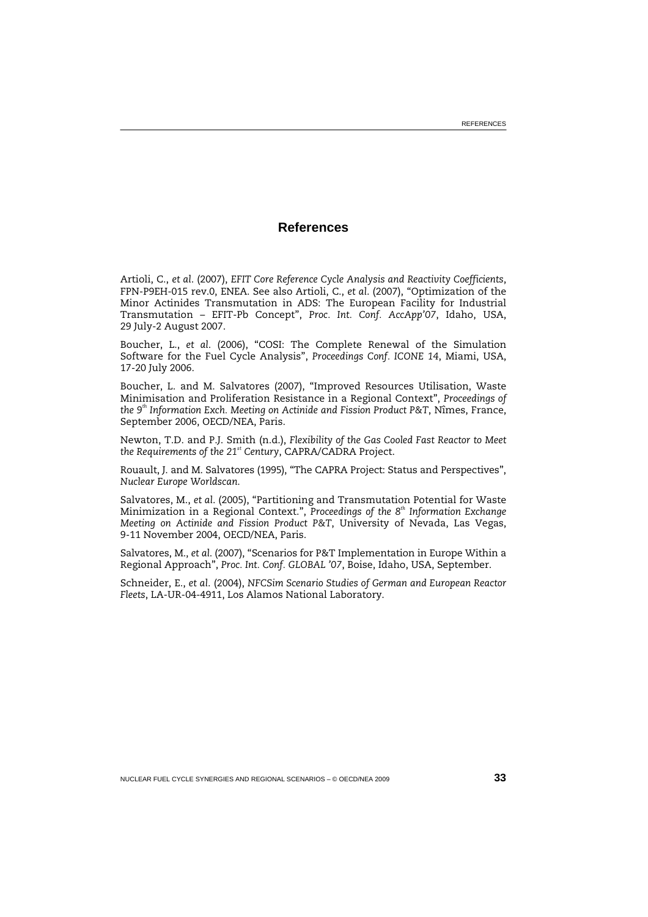# References

Artioli, C., *et al.* (2007), *EFIT Core Reference Cycle Analysis and Reactivity Coefficients*, FPN-P9EH-015 rev.0, ENEA. See also Artioli, C., *et al.* (2007), "Optimization of the Minor Actinides Transmutation in ADS: The European Facility for Industrial Transmutation – EFIT-Pb Concept", *Proc. Int. Conf. AccApp'07*, Idaho, USA, 29 July-2 August 2007.

Boucher, L., *et al.* (2006), "COSI: The Complete Renewal of the Simulation Software for the Fuel Cycle Analysis", *Proceedings Conf. ICONE 14*, Miami, USA, 17-20 July 2006.

Boucher, L. and M. Salvatores (2007), "Improved Resources Utilisation, Waste Minimisation and Proliferation Resistance in a Regional Context", *Proceedings of the 9th Information Exch. Meeting on Actinide and Fission Product P&T*, Nîmes, France, September 2006, OECD/NEA, Paris.

Newton, T.D. and P.J. Smith (n.d.), *Flexibility of the Gas Cooled Fast Reactor to Meet the Requirements of the 21st Century*, CAPRA/CADRA Project.

Rouault, J. and M. Salvatores (1995), "The CAPRA Project: Status and Perspectives", *Nuclear Europe Worldscan.*

Salvatores, M., *et al.* (2005), "Partitioning and Transmutation Potential for Waste Minimization in a Regional Context.", *Proceedings of the 8th Information Exchange Meeting on Actinide and Fission Product P&T*, University of Nevada, Las Vegas, 9-11 November 2004, OECD/NEA, Paris.

Salvatores, M., *et al.* (2007), "Scenarios for P&T Implementation in Europe Within a Regional Approach", *Proc. Int. Conf. GLOBAL '07*, Boise, Idaho, USA, September.

Schneider, E., *et al.* (2004), *NFCSim Scenario Studies of German and European Reactor Fleets*, LA-UR-04-4911, Los Alamos National Laboratory.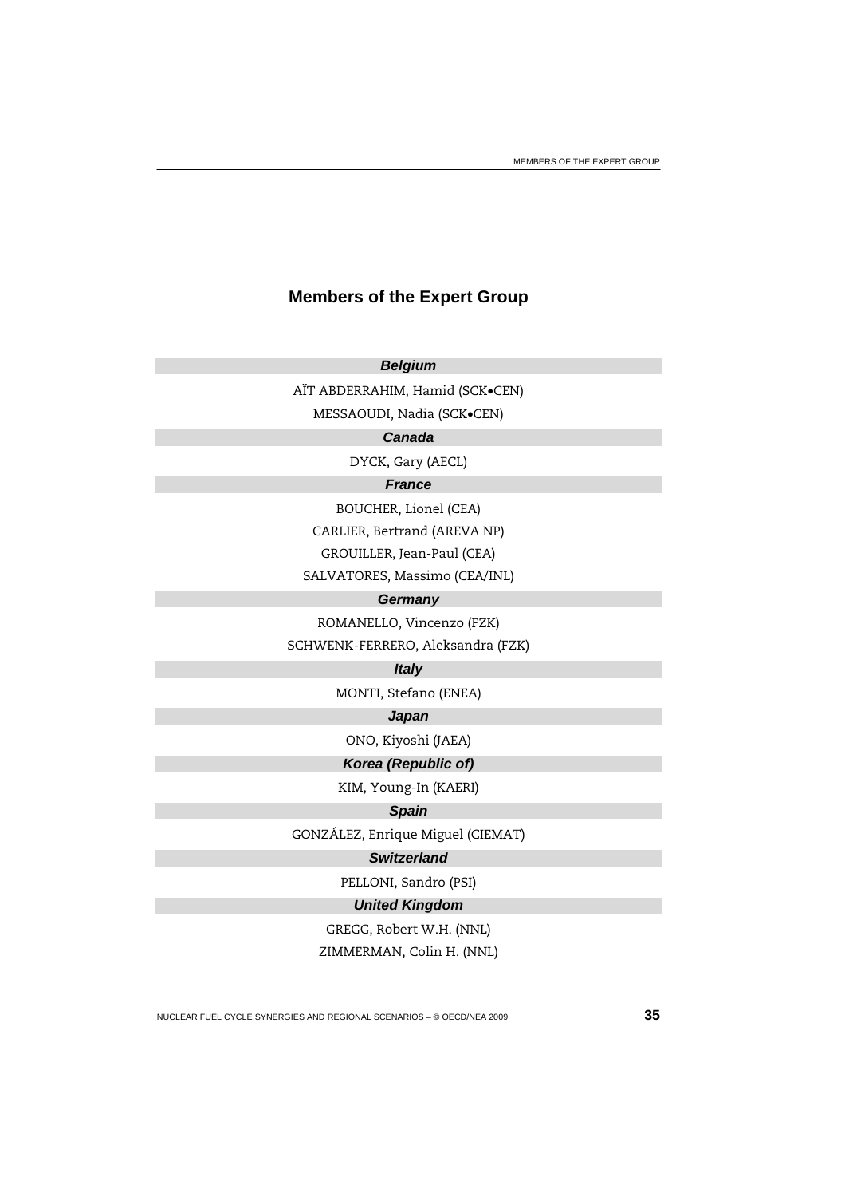# Members of the Expert Group

***Belgium***

AÏT ABDERRAHIM, Hamid (SCK•CEN)

MESSAOUDI, Nadia (SCK•CEN)

***Canada***

DYCK, Gary (AECL)

***France***

BOUCHER, Lionel (CEA)

CARLIER, Bertrand (AREVA NP)

GROUILLER, Jean-Paul (CEA)

SALVATORES, Massimo (CEA/INL)

***Germany***

ROMANELLO, Vincenzo (FZK)

SCHWENK-FERRERO, Aleksandra (FZK)

***Italy***

MONTI, Stefano (ENEA)

***Japan***

ONO, Kiyoshi (JAEA)

***Korea (Republic of)***

KIM, Young-In (KAERI)

***Spain***

GONZÁLEZ, Enrique Miguel (CIEMAT)

***Switzerland***

PELLONI, Sandro (PSI)

***United Kingdom***

GREGG, Robert W.H. (NNL)

ZIMMERMAN, Colin H. (NNL)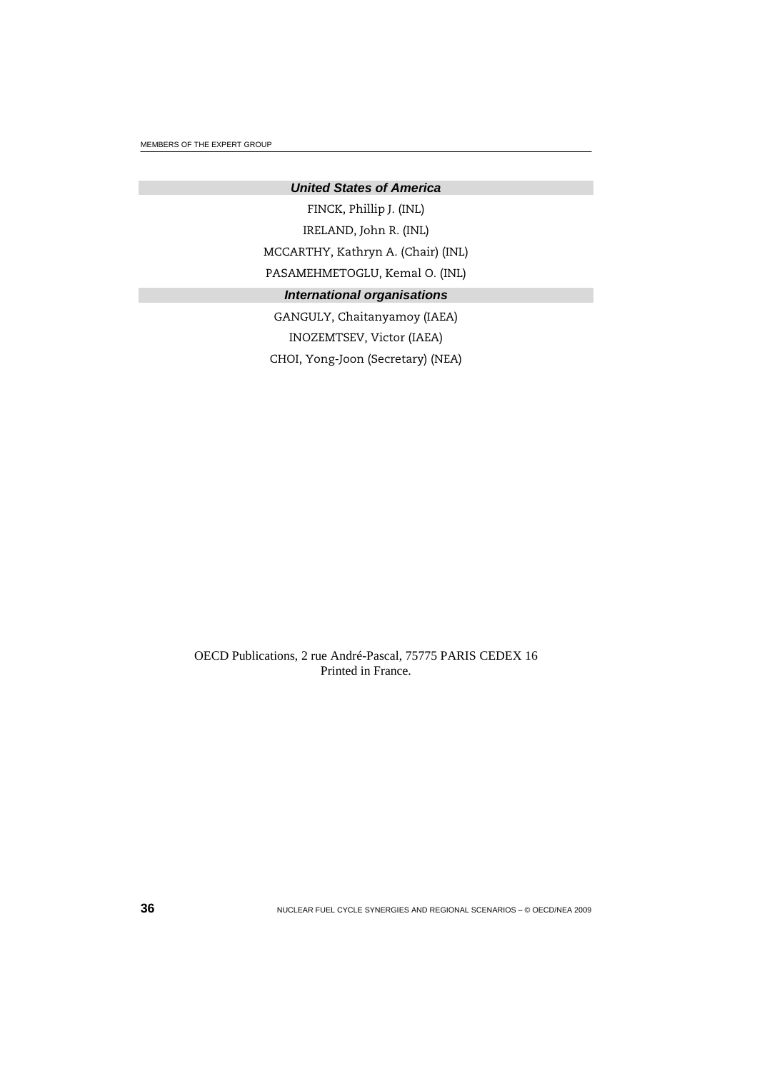### *United States of America*

FINCK, Phillip J. (INL)

IRELAND, John R. (INL)

MCCARTHY, Kathryn A. (Chair) (INL)

PASAMEHMETOGLU, Kemal O. (INL)

### *International organisations*

GANGULY, Chaitanyamoy (IAEA)

INOZEMTSEV, Victor (IAEA)

CHOI, Yong-Joon (Secretary) (NEA)

OECD Publications, 2 rue André-Pascal, 75775 PARIS CEDEX 16
Printed in France.